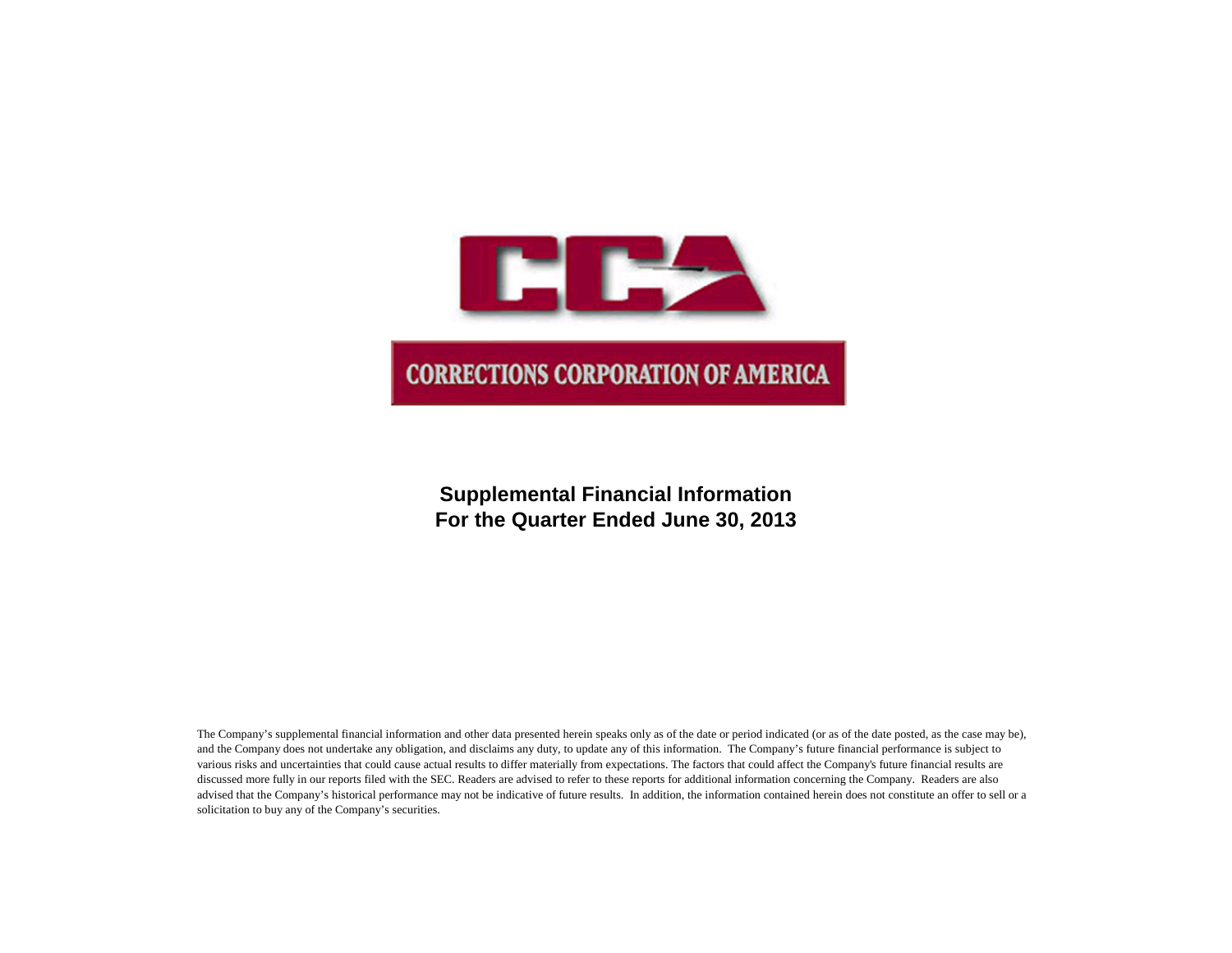CCA

CORRECTIONS CORPORATION OF AMERICA

# Supplemental Financial Information
# For the Quarter Ended June 30, 2013

The Company's supplemental financial information and other data presented herein speaks only as of the date or period indicated (or as of the date posted, as the case may be), and the Company does not undertake any obligation, and disclaims any duty, to update any of this information. The Company's future financial performance is subject to various risks and uncertainties that could cause actual results to differ materially from expectations. The factors that could affect the Company's future financial results are discussed more fully in our reports filed with the SEC. Readers are advised to refer to these reports for additional information concerning the Company. Readers are also advised that the Company's historical performance may not be indicative of future results. In addition, the information contained herein does not constitute an offer to sell or a solicitation to buy any of the Company's securities.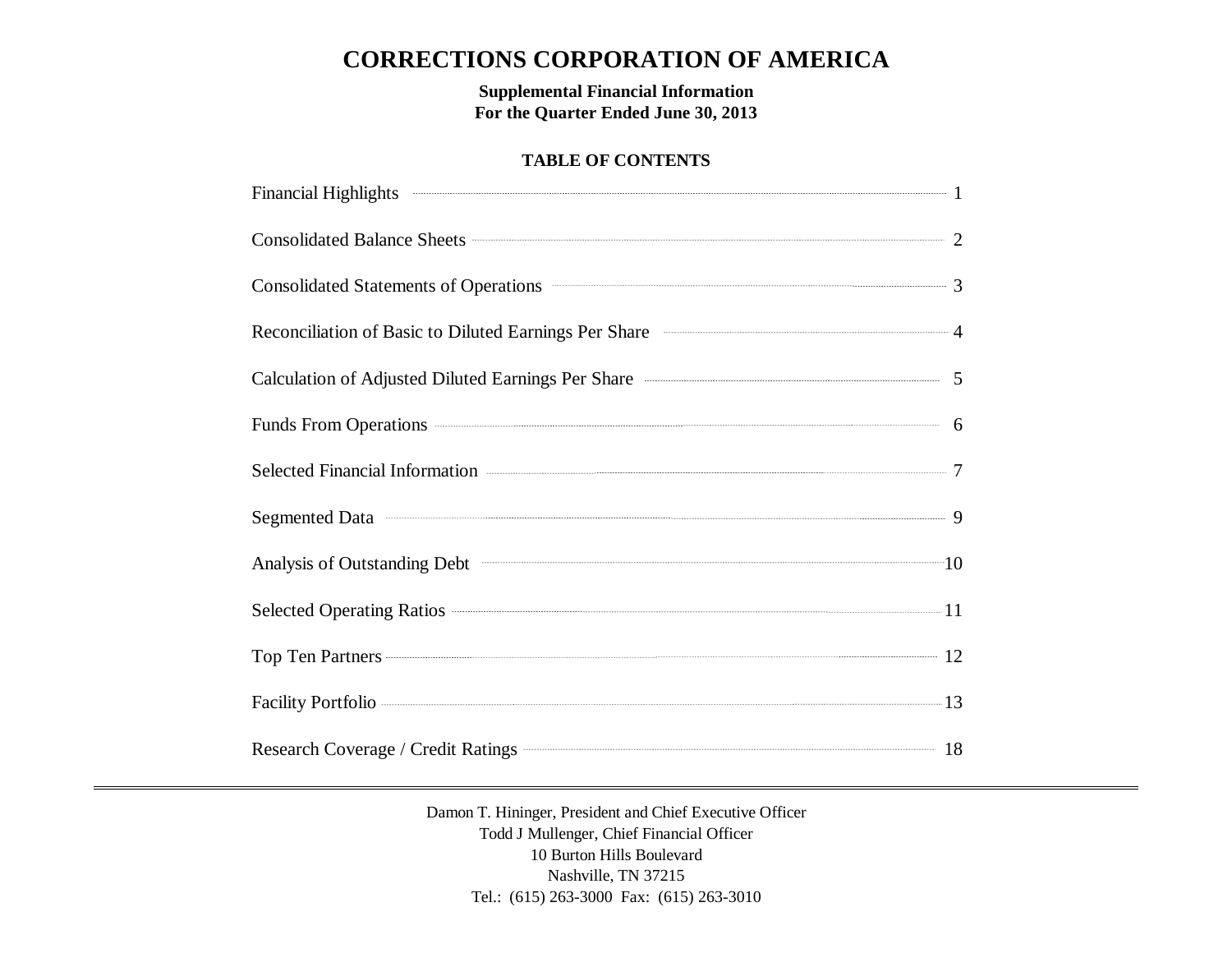# CORRECTIONS CORPORATION OF AMERICA

**Supplemental Financial Information**
**For the Quarter Ended June 30, 2013**

## TABLE OF CONTENTS

| | |
|---|---|
| Financial Highlights | 1 |
| Consolidated Balance Sheets | 2 |
| Consolidated Statements of Operations | 3 |
| Reconciliation of Basic to Diluted Earnings Per Share | 4 |
| Calculation of Adjusted Diluted Earnings Per Share | 5 |
| Funds From Operations | 6 |
| Selected Financial Information | 7 |
| Segmented Data | 9 |
| Analysis of Outstanding Debt | 10 |
| Selected Operating Ratios | 11 |
| Top Ten Partners | 12 |
| Facility Portfolio | 13 |
| Research Coverage / Credit Ratings | 18 |

---

Damon T. Hininger, President and Chief Executive Officer
Todd J Mullenger, Chief Financial Officer
10 Burton Hills Boulevard
Nashville, TN 37215
Tel.: (615) 263-3000 Fax: (615) 263-3010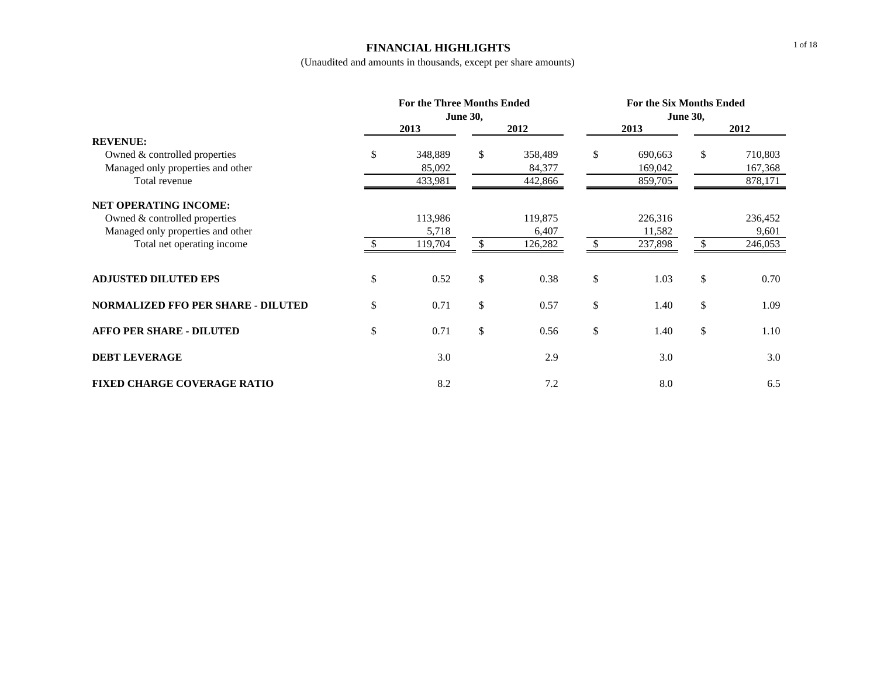# FINANCIAL HIGHLIGHTS

(Unaudited and amounts in thousands, except per share amounts)

| | For the Three Months Ended June 30, | | For the Six Months Ended June 30, | |
|---|---|---|---|---|
| | **2013** | **2012** | **2013** | **2012** |
| **REVENUE:** | | | | |
| Owned & controlled properties | $ 348,889 | $ 358,489 | $ 690,663 | $ 710,803 |
| Managed only properties and other | 85,092 | 84,377 | 169,042 | 167,368 |
| Total revenue | 433,981 | 442,866 | 859,705 | 878,171 |
| **NET OPERATING INCOME:** | | | | |
| Owned & controlled properties | 113,986 | 119,875 | 226,316 | 236,452 |
| Managed only properties and other | 5,718 | 6,407 | 11,582 | 9,601 |
| Total net operating income | $ 119,704 | $ 126,282 | $ 237,898 | $ 246,053 |
| **ADJUSTED DILUTED EPS** | $ 0.52 | $ 0.38 | $ 1.03 | $ 0.70 |
| **NORMALIZED FFO PER SHARE - DILUTED** | $ 0.71 | $ 0.57 | $ 1.40 | $ 1.09 |
| **AFFO PER SHARE - DILUTED** | $ 0.71 | $ 0.56 | $ 1.40 | $ 1.10 |
| **DEBT LEVERAGE** | 3.0 | 2.9 | 3.0 | 3.0 |
| **FIXED CHARGE COVERAGE RATIO** | 8.2 | 7.2 | 8.0 | 6.5 |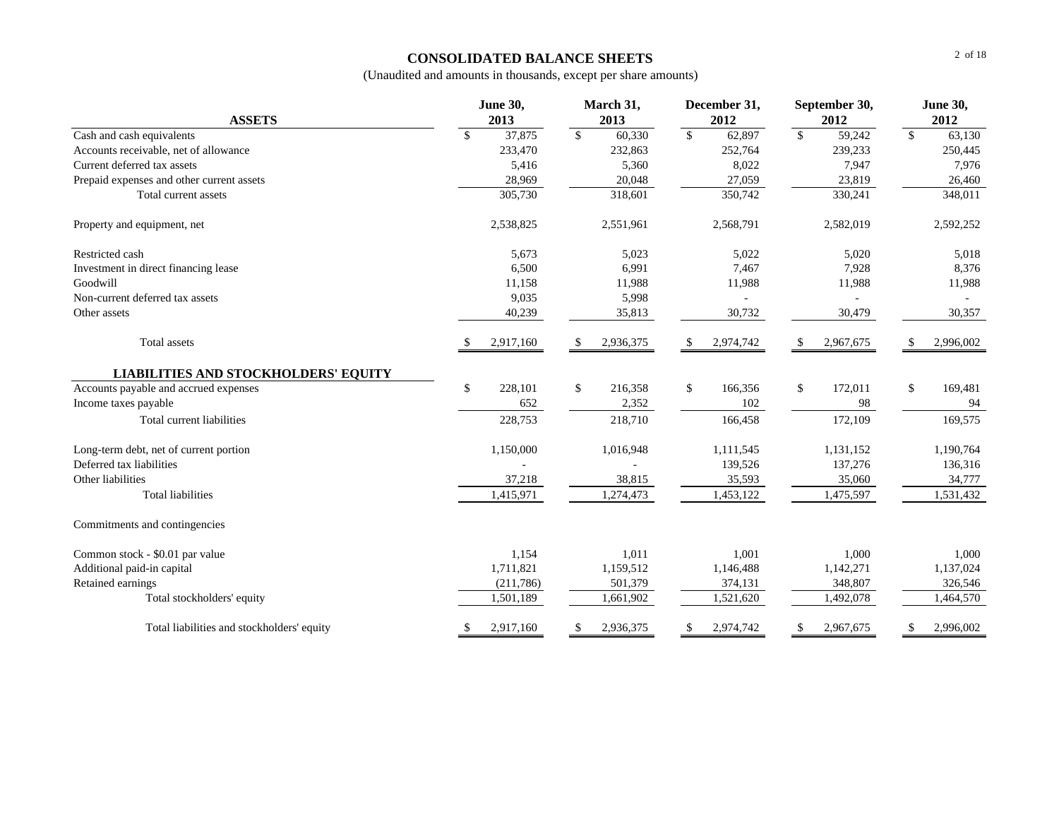# CONSOLIDATED BALANCE SHEETS

(Unaudited and amounts in thousands, except per share amounts)

| ASSETS | June 30, 2013 | March 31, 2013 | December 31, 2012 | September 30, 2012 | June 30, 2012 |
|---|---|---|---|---|---|
| Cash and cash equivalents | $ 37,875 | $ 60,330 | $ 62,897 | $ 59,242 | $ 63,130 |
| Accounts receivable, net of allowance | 233,470 | 232,863 | 252,764 | 239,233 | 250,445 |
| Current deferred tax assets | 5,416 | 5,360 | 8,022 | 7,947 | 7,976 |
| Prepaid expenses and other current assets | 28,969 | 20,048 | 27,059 | 23,819 | 26,460 |
| Total current assets | 305,730 | 318,601 | 350,742 | 330,241 | 348,011 |
| | | | | | |
| Property and equipment, net | 2,538,825 | 2,551,961 | 2,568,791 | 2,582,019 | 2,592,252 |
| | | | | | |
| Restricted cash | 5,673 | 5,023 | 5,022 | 5,020 | 5,018 |
| Investment in direct financing lease | 6,500 | 6,991 | 7,467 | 7,928 | 8,376 |
| Goodwill | 11,158 | 11,988 | 11,988 | 11,988 | 11,988 |
| Non-current deferred tax assets | 9,035 | 5,998 | - | - | - |
| Other assets | 40,239 | 35,813 | 30,732 | 30,479 | 30,357 |
| | | | | | |
| Total assets | $ 2,917,160 | $ 2,936,375 | $ 2,974,742 | $ 2,967,675 | $ 2,996,002 |
| | | | | | |
| **LIABILITIES AND STOCKHOLDERS' EQUITY** | | | | | |
| Accounts payable and accrued expenses | $ 228,101 | $ 216,358 | $ 166,356 | $ 172,011 | $ 169,481 |
| Income taxes payable | 652 | 2,352 | 102 | 98 | 94 |
| Total current liabilities | 228,753 | 218,710 | 166,458 | 172,109 | 169,575 |
| | | | | | |
| Long-term debt, net of current portion | 1,150,000 | 1,016,948 | 1,111,545 | 1,131,152 | 1,190,764 |
| Deferred tax liabilities | - | - | 139,526 | 137,276 | 136,316 |
| Other liabilities | 37,218 | 38,815 | 35,593 | 35,060 | 34,777 |
| Total liabilities | 1,415,971 | 1,274,473 | 1,453,122 | 1,475,597 | 1,531,432 |
| | | | | | |
| Commitments and contingencies | | | | | |
| | | | | | |
| Common stock - $0.01 par value | 1,154 | 1,011 | 1,001 | 1,000 | 1,000 |
| Additional paid-in capital | 1,711,821 | 1,159,512 | 1,146,488 | 1,142,271 | 1,137,024 |
| Retained earnings | (211,786) | 501,379 | 374,131 | 348,807 | 326,546 |
| Total stockholders' equity | 1,501,189 | 1,661,902 | 1,521,620 | 1,492,078 | 1,464,570 |
| | | | | | |
| Total liabilities and stockholders' equity | $ 2,917,160 | $ 2,936,375 | $ 2,974,742 | $ 2,967,675 | $ 2,996,002 |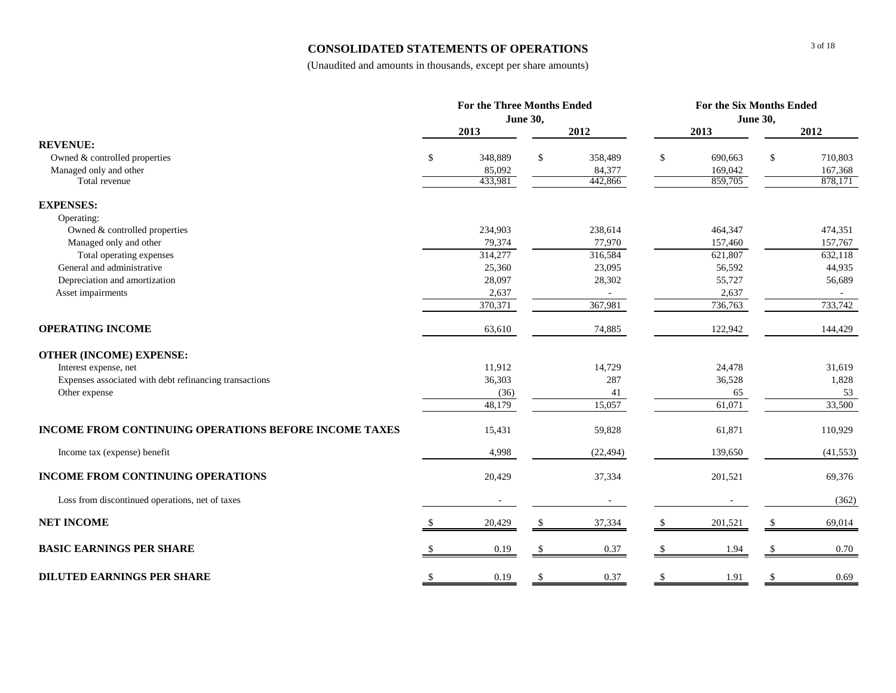# CONSOLIDATED STATEMENTS OF OPERATIONS

(Unaudited and amounts in thousands, except per share amounts)

| | For the Three Months Ended June 30, | | For the Six Months Ended June 30, | |
|---|---|---|---|---|
| | 2013 | 2012 | 2013 | 2012 |
| **REVENUE:** | | | | |
| Owned & controlled properties | $ 348,889 | $ 358,489 | $ 690,663 | $ 710,803 |
| Managed only and other | 85,092 | 84,377 | 169,042 | 167,368 |
| Total revenue | 433,981 | 442,866 | 859,705 | 878,171 |
| **EXPENSES:** | | | | |
| Operating: | | | | |
| Owned & controlled properties | 234,903 | 238,614 | 464,347 | 474,351 |
| Managed only and other | 79,374 | 77,970 | 157,460 | 157,767 |
| Total operating expenses | 314,277 | 316,584 | 621,807 | 632,118 |
| General and administrative | 25,360 | 23,095 | 56,592 | 44,935 |
| Depreciation and amortization | 28,097 | 28,302 | 55,727 | 56,689 |
| Asset impairments | 2,637 | - | 2,637 | - |
| | 370,371 | 367,981 | 736,763 | 733,742 |
| **OPERATING INCOME** | 63,610 | 74,885 | 122,942 | 144,429 |
| **OTHER (INCOME) EXPENSE:** | | | | |
| Interest expense, net | 11,912 | 14,729 | 24,478 | 31,619 |
| Expenses associated with debt refinancing transactions | 36,303 | 287 | 36,528 | 1,828 |
| Other expense | (36) | 41 | 65 | 53 |
| | 48,179 | 15,057 | 61,071 | 33,500 |
| **INCOME FROM CONTINUING OPERATIONS BEFORE INCOME TAXES** | 15,431 | 59,828 | 61,871 | 110,929 |
| Income tax (expense) benefit | 4,998 | (22,494) | 139,650 | (41,553) |
| **INCOME FROM CONTINUING OPERATIONS** | 20,429 | 37,334 | 201,521 | 69,376 |
| Loss from discontinued operations, net of taxes | - | - | - | (362) |
| **NET INCOME** | $ 20,429 | $ 37,334 | $ 201,521 | $ 69,014 |
| **BASIC EARNINGS PER SHARE** | $ 0.19 | $ 0.37 | $ 1.94 | $ 0.70 |
| **DILUTED EARNINGS PER SHARE** | $ 0.19 | $ 0.37 | $ 1.91 | $ 0.69 |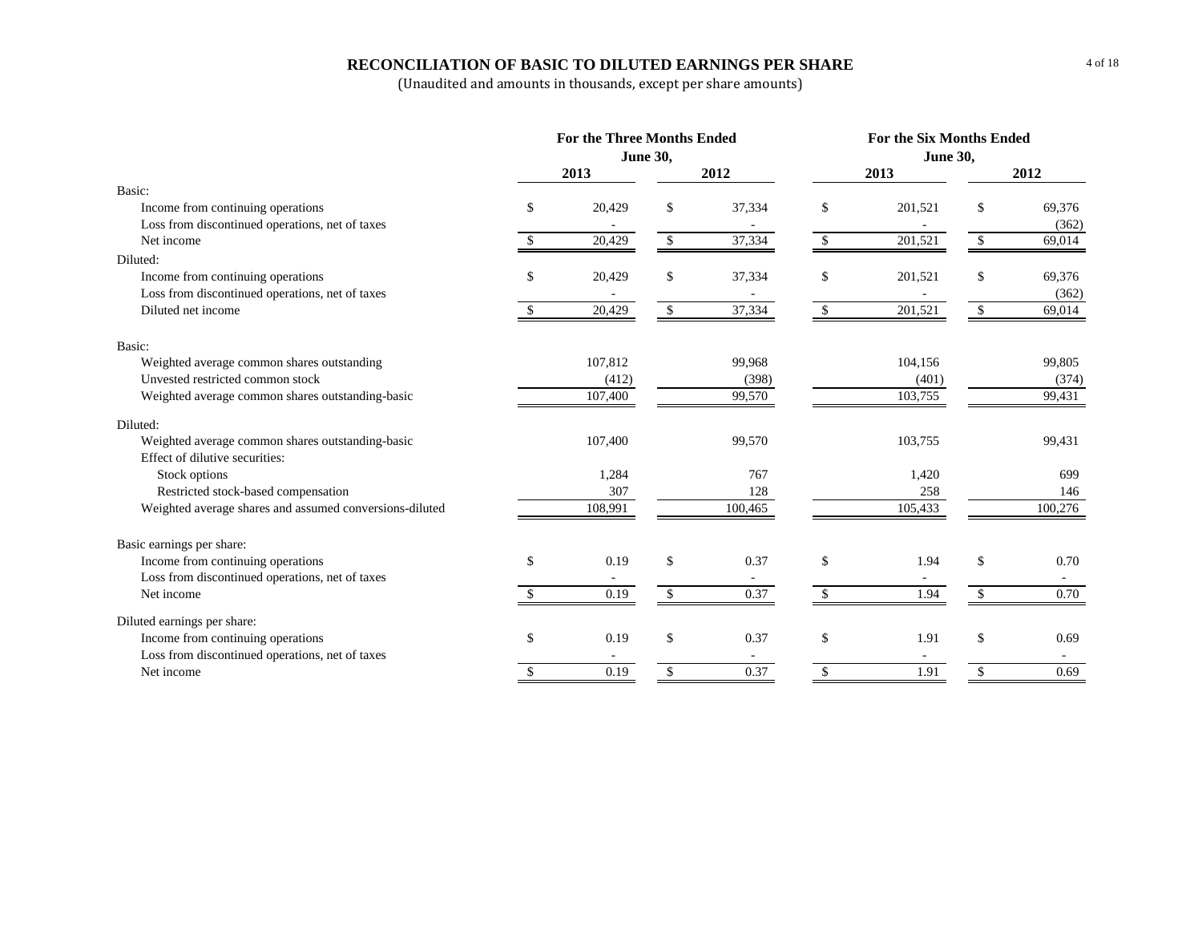## RECONCILIATION OF BASIC TO DILUTED EARNINGS PER SHARE

(Unaudited and amounts in thousands, except per share amounts)

| | For the Three Months Ended June 30, | | For the Six Months Ended June 30, | |
|---|---|---|---|---|
| | 2013 | 2012 | 2013 | 2012 |
| **Basic:** | | | | |
| Income from continuing operations | $ 20,429 | $ 37,334 | $ 201,521 | $ 69,376 |
| Loss from discontinued operations, net of taxes | - | - | - | (362) |
| Net income | $ 20,429 | $ 37,334 | $ 201,521 | $ 69,014 |
| **Diluted:** | | | | |
| Income from continuing operations | $ 20,429 | $ 37,334 | $ 201,521 | $ 69,376 |
| Loss from discontinued operations, net of taxes | - | - | - | (362) |
| Diluted net income | $ 20,429 | $ 37,334 | $ 201,521 | $ 69,014 |
| **Basic:** | | | | |
| Weighted average common shares outstanding | 107,812 | 99,968 | 104,156 | 99,805 |
| Unvested restricted common stock | (412) | (398) | (401) | (374) |
| Weighted average common shares outstanding-basic | 107,400 | 99,570 | 103,755 | 99,431 |
| **Diluted:** | | | | |
| Weighted average common shares outstanding-basic | 107,400 | 99,570 | 103,755 | 99,431 |
| Effect of dilutive securities: | | | | |
| Stock options | 1,284 | 767 | 1,420 | 699 |
| Restricted stock-based compensation | 307 | 128 | 258 | 146 |
| Weighted average shares and assumed conversions-diluted | 108,991 | 100,465 | 105,433 | 100,276 |
| **Basic earnings per share:** | | | | |
| Income from continuing operations | $ 0.19 | $ 0.37 | $ 1.94 | $ 0.70 |
| Loss from discontinued operations, net of taxes | - | - | - | - |
| Net income | $ 0.19 | $ 0.37 | $ 1.94 | $ 0.70 |
| **Diluted earnings per share:** | | | | |
| Income from continuing operations | $ 0.19 | $ 0.37 | $ 1.91 | $ 0.69 |
| Loss from discontinued operations, net of taxes | - | - | - | - |
| Net income | $ 0.19 | $ 0.37 | $ 1.91 | $ 0.69 |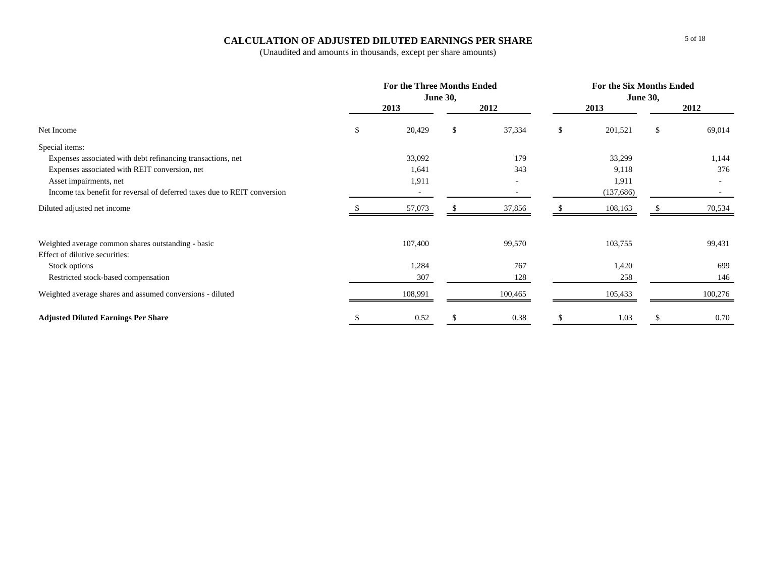# CALCULATION OF ADJUSTED DILUTED EARNINGS PER SHARE

(Unaudited and amounts in thousands, except per share amounts)

| | For the Three Months Ended June 30, | | For the Six Months Ended June 30, | |
|---|---|---|---|---|
| | 2013 | 2012 | 2013 | 2012 |
| Net Income | $ 20,429 | $ 37,334 | $ 201,521 | $ 69,014 |
| Special items: | | | | |
| Expenses associated with debt refinancing transactions, net | 33,092 | 179 | 33,299 | 1,144 |
| Expenses associated with REIT conversion, net | 1,641 | 343 | 9,118 | 376 |
| Asset impairments, net | 1,911 | - | 1,911 | - |
| Income tax benefit for reversal of deferred taxes due to REIT conversion | - | - | (137,686) | - |
| Diluted adjusted net income | $ 57,073 | $ 37,856 | $ 108,163 | $ 70,534 |
| | | | | |
| Weighted average common shares outstanding - basic | 107,400 | 99,570 | 103,755 | 99,431 |
| Effect of dilutive securities: | | | | |
| Stock options | 1,284 | 767 | 1,420 | 699 |
| Restricted stock-based compensation | 307 | 128 | 258 | 146 |
| Weighted average shares and assumed conversions - diluted | 108,991 | 100,465 | 105,433 | 100,276 |
| **Adjusted Diluted Earnings Per Share** | $ 0.52 | $ 0.38 | $ 1.03 | $ 0.70 |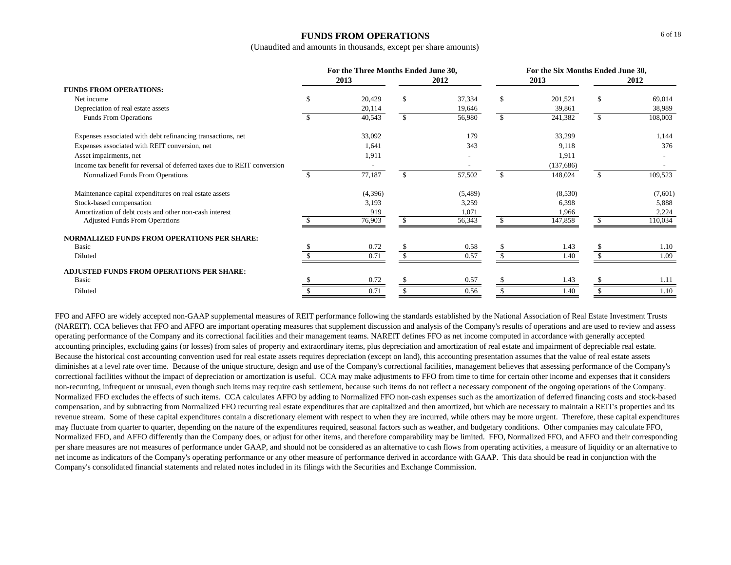# FUNDS FROM OPERATIONS

(Unaudited and amounts in thousands, except per share amounts)

| | For the Three Months Ended June 30, | | For the Six Months Ended June 30, | |
|---|---|---|---|---|
| | 2013 | 2012 | 2013 | 2012 |
| **FUNDS FROM OPERATIONS:** | | | | |
| Net income | $ 20,429 | $ 37,334 | $ 201,521 | $ 69,014 |
| Depreciation of real estate assets | 20,114 | 19,646 | 39,861 | 38,989 |
| Funds From Operations | $ 40,543 | $ 56,980 | $ 241,382 | $ 108,003 |
| Expenses associated with debt refinancing transactions, net | 33,092 | 179 | 33,299 | 1,144 |
| Expenses associated with REIT conversion, net | 1,641 | 343 | 9,118 | 376 |
| Asset impairments, net | 1,911 | - | 1,911 | - |
| Income tax benefit for reversal of deferred taxes due to REIT conversion | - | - | (137,686) | - |
| Normalized Funds From Operations | $ 77,187 | $ 57,502 | $ 148,024 | $ 109,523 |
| Maintenance capital expenditures on real estate assets | (4,396) | (5,489) | (8,530) | (7,601) |
| Stock-based compensation | 3,193 | 3,259 | 6,398 | 5,888 |
| Amortization of debt costs and other non-cash interest | 919 | 1,071 | 1,966 | 2,224 |
| Adjusted Funds From Operations | $ 76,903 | $ 56,343 | $ 147,858 | $ 110,034 |
| **NORMALIZED FUNDS FROM OPERATIONS PER SHARE:** | | | | |
| Basic | $ 0.72 | $ 0.58 | $ 1.43 | $ 1.10 |
| Diluted | $ 0.71 | $ 0.57 | $ 1.40 | $ 1.09 |
| **ADJUSTED FUNDS FROM OPERATIONS PER SHARE:** | | | | |
| Basic | $ 0.72 | $ 0.57 | $ 1.43 | $ 1.11 |
| Diluted | $ 0.71 | $ 0.56 | $ 1.40 | $ 1.10 |

FFO and AFFO are widely accepted non-GAAP supplemental measures of REIT performance following the standards established by the National Association of Real Estate Investment Trusts (NAREIT). CCA believes that FFO and AFFO are important operating measures that supplement discussion and analysis of the Company's results of operations and are used to review and assess operating performance of the Company and its correctional facilities and their management teams. NAREIT defines FFO as net income computed in accordance with generally accepted accounting principles, excluding gains (or losses) from sales of property and extraordinary items, plus depreciation and amortization of real estate and impairment of depreciable real estate. Because the historical cost accounting convention used for real estate assets requires depreciation (except on land), this accounting presentation assumes that the value of real estate assets diminishes at a level rate over time. Because of the unique structure, design and use of the Company's correctional facilities, management believes that assessing performance of the Company's correctional facilities without the impact of depreciation or amortization is useful. CCA may make adjustments to FFO from time to time for certain other income and expenses that it considers non-recurring, infrequent or unusual, even though such items may require cash settlement, because such items do not reflect a necessary component of the ongoing operations of the Company. Normalized FFO excludes the effects of such items. CCA calculates AFFO by adding to Normalized FFO non-cash expenses such as the amortization of deferred financing costs and stock-based compensation, and by subtracting from Normalized FFO recurring real estate expenditures that are capitalized and then amortized, but which are necessary to maintain a REIT's properties and its revenue stream. Some of these capital expenditures contain a discretionary element with respect to when they are incurred, while others may be more urgent. Therefore, these capital expenditures may fluctuate from quarter to quarter, depending on the nature of the expenditures required, seasonal factors such as weather, and budgetary conditions. Other companies may calculate FFO, Normalized FFO, and AFFO differently than the Company does, or adjust for other items, and therefore comparability may be limited. FFO, Normalized FFO, and AFFO and their corresponding per share measures are not measures of performance under GAAP, and should not be considered as an alternative to cash flows from operating activities, a measure of liquidity or an alternative to net income as indicators of the Company's operating performance or any other measure of performance derived in accordance with GAAP. This data should be read in conjunction with the Company's consolidated financial statements and related notes included in its filings with the Securities and Exchange Commission.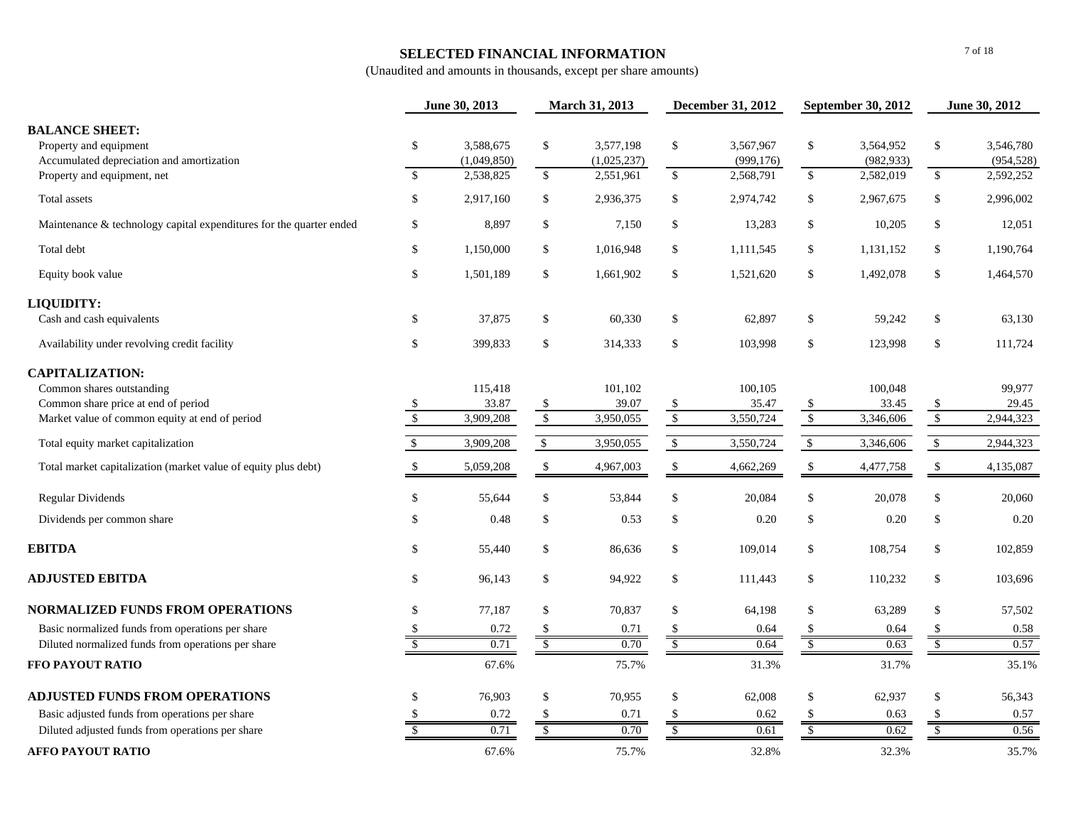# SELECTED FINANCIAL INFORMATION

(Unaudited and amounts in thousands, except per share amounts)

| | June 30, 2013 | March 31, 2013 | December 31, 2012 | September 30, 2012 | June 30, 2012 |
|---|---|---|---|---|---|
| **BALANCE SHEET:** | | | | | |
| Property and equipment | $ 3,588,675 | $ 3,577,198 | $ 3,567,967 | $ 3,564,952 | $ 3,546,780 |
| Accumulated depreciation and amortization | (1,049,850) | (1,025,237) | (999,176) | (982,933) | (954,528) |
| Property and equipment, net | $ 2,538,825 | $ 2,551,961 | $ 2,568,791 | $ 2,582,019 | $ 2,592,252 |
| Total assets | $ 2,917,160 | $ 2,936,375 | $ 2,974,742 | $ 2,967,675 | $ 2,996,002 |
| Maintenance & technology capital expenditures for the quarter ended | $ 8,897 | $ 7,150 | $ 13,283 | $ 10,205 | $ 12,051 |
| Total debt | $ 1,150,000 | $ 1,016,948 | $ 1,111,545 | $ 1,131,152 | $ 1,190,764 |
| Equity book value | $ 1,501,189 | $ 1,661,902 | $ 1,521,620 | $ 1,492,078 | $ 1,464,570 |
| **LIQUIDITY:** | | | | | |
| Cash and cash equivalents | $ 37,875 | $ 60,330 | $ 62,897 | $ 59,242 | $ 63,130 |
| Availability under revolving credit facility | $ 399,833 | $ 314,333 | $ 103,998 | $ 123,998 | $ 111,724 |
| **CAPITALIZATION:** | | | | | |
| Common shares outstanding | 115,418 | 101,102 | 100,105 | 100,048 | 99,977 |
| Common share price at end of period | $ 33.87 | $ 39.07 | $ 35.47 | $ 33.45 | $ 29.45 |
| Market value of common equity at end of period | $ 3,909,208 | $ 3,950,055 | $ 3,550,724 | $ 3,346,606 | $ 2,944,323 |
| Total equity market capitalization | $ 3,909,208 | $ 3,950,055 | $ 3,550,724 | $ 3,346,606 | $ 2,944,323 |
| Total market capitalization (market value of equity plus debt) | $ 5,059,208 | $ 4,967,003 | $ 4,662,269 | $ 4,477,758 | $ 4,135,087 |
| Regular Dividends | $ 55,644 | $ 53,844 | $ 20,084 | $ 20,078 | $ 20,060 |
| Dividends per common share | $ 0.48 | $ 0.53 | $ 0.20 | $ 0.20 | $ 0.20 |
| **EBITDA** | $ 55,440 | $ 86,636 | $ 109,014 | $ 108,754 | $ 102,859 |
| **ADJUSTED EBITDA** | $ 96,143 | $ 94,922 | $ 111,443 | $ 110,232 | $ 103,696 |
| **NORMALIZED FUNDS FROM OPERATIONS** | $ 77,187 | $ 70,837 | $ 64,198 | $ 63,289 | $ 57,502 |
| Basic normalized funds from operations per share | $ 0.72 | $ 0.71 | $ 0.64 | $ 0.64 | $ 0.58 |
| Diluted normalized funds from operations per share | $ 0.71 | $ 0.70 | $ 0.64 | $ 0.63 | $ 0.57 |
| **FFO PAYOUT RATIO** | 67.6% | 75.7% | 31.3% | 31.7% | 35.1% |
| **ADJUSTED FUNDS FROM OPERATIONS** | $ 76,903 | $ 70,955 | $ 62,008 | $ 62,937 | $ 56,343 |
| Basic adjusted funds from operations per share | $ 0.72 | $ 0.71 | $ 0.62 | $ 0.63 | $ 0.57 |
| Diluted adjusted funds from operations per share | $ 0.71 | $ 0.70 | $ 0.61 | $ 0.62 | $ 0.56 |
| **AFFO PAYOUT RATIO** | 67.6% | 75.7% | 32.8% | 32.3% | 35.7% |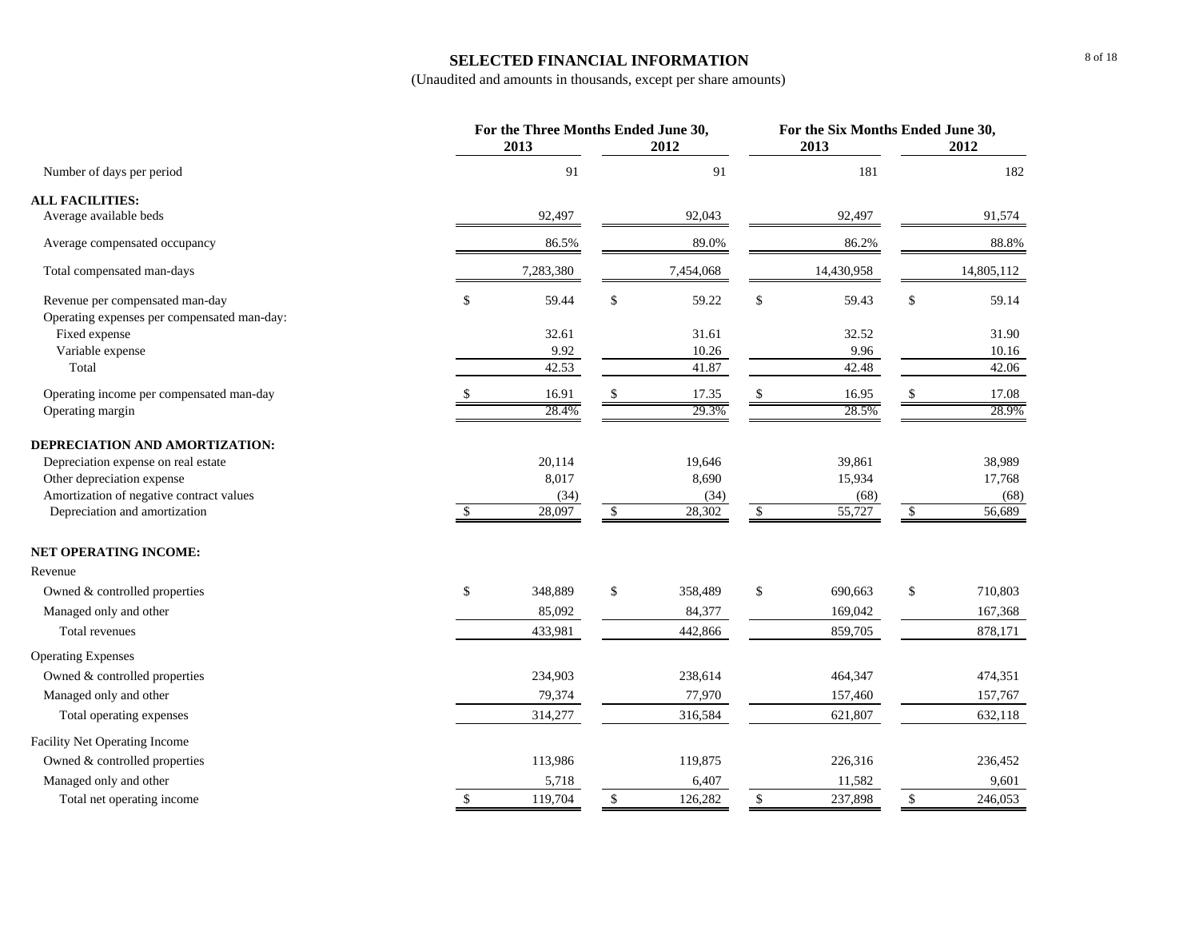# SELECTED FINANCIAL INFORMATION

(Unaudited and amounts in thousands, except per share amounts)

| | For the Three Months Ended June 30, | | For the Six Months Ended June 30, | |
|---|---|---|---|---|
| | 2013 | 2012 | 2013 | 2012 |
| Number of days per period | 91 | 91 | 181 | 182 |
| **ALL FACILITIES:** | | | | |
| Average available beds | 92,497 | 92,043 | 92,497 | 91,574 |
| Average compensated occupancy | 86.5% | 89.0% | 86.2% | 88.8% |
| Total compensated man-days | 7,283,380 | 7,454,068 | 14,430,958 | 14,805,112 |
| Revenue per compensated man-day | $ 59.44 | $ 59.22 | $ 59.43 | $ 59.14 |
| Operating expenses per compensated man-day: | | | | |
| Fixed expense | 32.61 | 31.61 | 32.52 | 31.90 |
| Variable expense | 9.92 | 10.26 | 9.96 | 10.16 |
| Total | 42.53 | 41.87 | 42.48 | 42.06 |
| Operating income per compensated man-day | $ 16.91 | $ 17.35 | $ 16.95 | $ 17.08 |
| Operating margin | 28.4% | 29.3% | 28.5% | 28.9% |
| **DEPRECIATION AND AMORTIZATION:** | | | | |
| Depreciation expense on real estate | 20,114 | 19,646 | 39,861 | 38,989 |
| Other depreciation expense | 8,017 | 8,690 | 15,934 | 17,768 |
| Amortization of negative contract values | (34) | (34) | (68) | (68) |
| Depreciation and amortization | $ 28,097 | $ 28,302 | $ 55,727 | $ 56,689 |
| **NET OPERATING INCOME:** | | | | |
| Revenue | | | | |
| Owned & controlled properties | $ 348,889 | $ 358,489 | $ 690,663 | $ 710,803 |
| Managed only and other | 85,092 | 84,377 | 169,042 | 167,368 |
| Total revenues | 433,981 | 442,866 | 859,705 | 878,171 |
| Operating Expenses | | | | |
| Owned & controlled properties | 234,903 | 238,614 | 464,347 | 474,351 |
| Managed only and other | 79,374 | 77,970 | 157,460 | 157,767 |
| Total operating expenses | 314,277 | 316,584 | 621,807 | 632,118 |
| Facility Net Operating Income | | | | |
| Owned & controlled properties | 113,986 | 119,875 | 226,316 | 236,452 |
| Managed only and other | 5,718 | 6,407 | 11,582 | 9,601 |
| Total net operating income | $ 119,704 | $ 126,282 | $ 237,898 | $ 246,053 |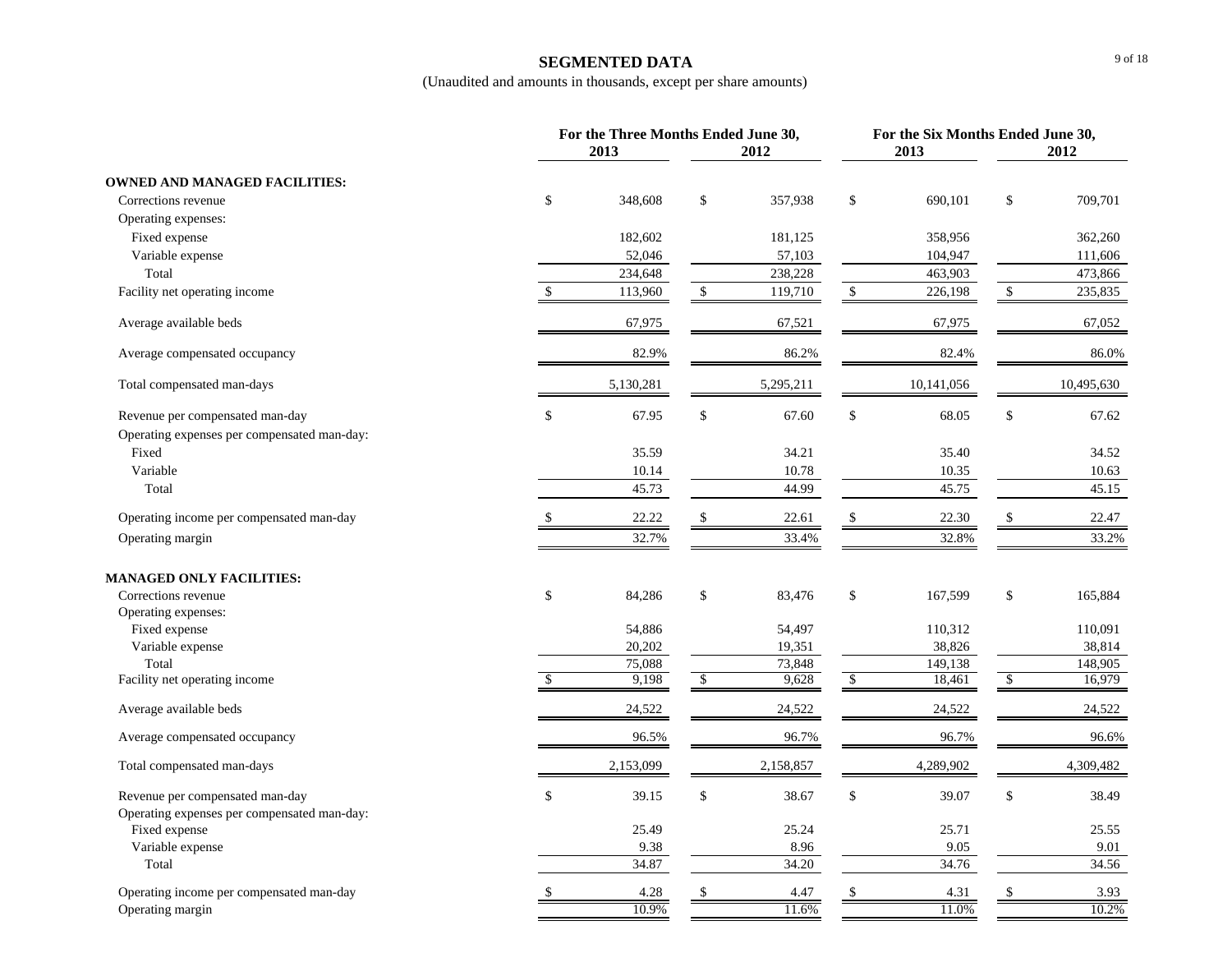# SEGMENTED DATA

(Unaudited and amounts in thousands, except per share amounts)

| | For the Three Months Ended June 30, | | For the Six Months Ended June 30, | |
|---|---|---|---|---|
| | 2013 | 2012 | 2013 | 2012 |
| **OWNED AND MANAGED FACILITIES:** | | | | |
| Corrections revenue | $ 348,608 | $ 357,938 | $ 690,101 | $ 709,701 |
| Operating expenses: | | | | |
| Fixed expense | 182,602 | 181,125 | 358,956 | 362,260 |
| Variable expense | 52,046 | 57,103 | 104,947 | 111,606 |
| Total | 234,648 | 238,228 | 463,903 | 473,866 |
| Facility net operating income | $ 113,960 | $ 119,710 | $ 226,198 | $ 235,835 |
| Average available beds | 67,975 | 67,521 | 67,975 | 67,052 |
| Average compensated occupancy | 82.9% | 86.2% | 82.4% | 86.0% |
| Total compensated man-days | 5,130,281 | 5,295,211 | 10,141,056 | 10,495,630 |
| Revenue per compensated man-day | $ 67.95 | $ 67.60 | $ 68.05 | $ 67.62 |
| Operating expenses per compensated man-day: | | | | |
| Fixed | 35.59 | 34.21 | 35.40 | 34.52 |
| Variable | 10.14 | 10.78 | 10.35 | 10.63 |
| Total | 45.73 | 44.99 | 45.75 | 45.15 |
| Operating income per compensated man-day | $ 22.22 | $ 22.61 | $ 22.30 | $ 22.47 |
| Operating margin | 32.7% | 33.4% | 32.8% | 33.2% |
| **MANAGED ONLY FACILITIES:** | | | | |
| Corrections revenue | $ 84,286 | $ 83,476 | $ 167,599 | $ 165,884 |
| Operating expenses: | | | | |
| Fixed expense | 54,886 | 54,497 | 110,312 | 110,091 |
| Variable expense | 20,202 | 19,351 | 38,826 | 38,814 |
| Total | 75,088 | 73,848 | 149,138 | 148,905 |
| Facility net operating income | $ 9,198 | $ 9,628 | $ 18,461 | $ 16,979 |
| Average available beds | 24,522 | 24,522 | 24,522 | 24,522 |
| Average compensated occupancy | 96.5% | 96.7% | 96.7% | 96.6% |
| Total compensated man-days | 2,153,099 | 2,158,857 | 4,289,902 | 4,309,482 |
| Revenue per compensated man-day | $ 39.15 | $ 38.67 | $ 39.07 | $ 38.49 |
| Operating expenses per compensated man-day: | | | | |
| Fixed expense | 25.49 | 25.24 | 25.71 | 25.55 |
| Variable expense | 9.38 | 8.96 | 9.05 | 9.01 |
| Total | 34.87 | 34.20 | 34.76 | 34.56 |
| Operating income per compensated man-day | $ 4.28 | $ 4.47 | $ 4.31 | $ 3.93 |
| Operating margin | 10.9% | 11.6% | 11.0% | 10.2% |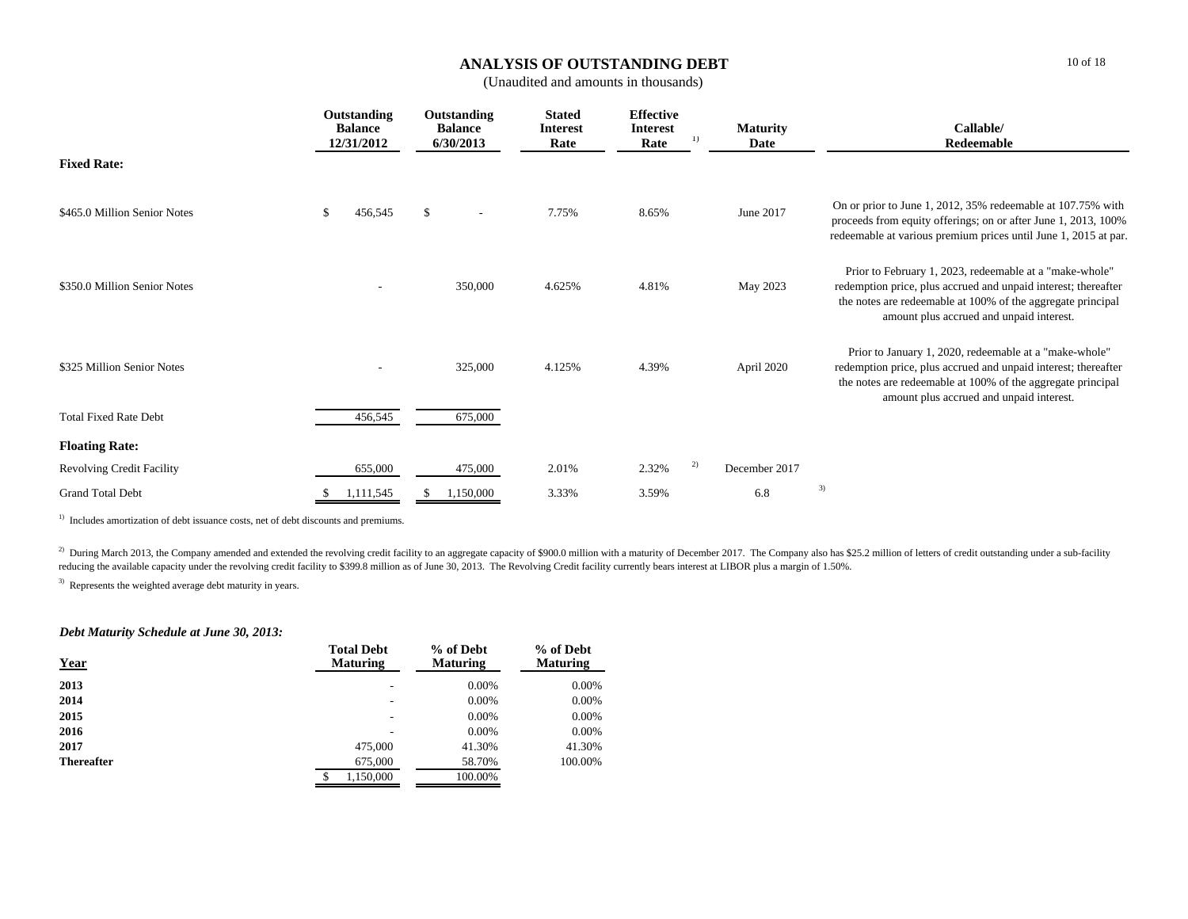# ANALYSIS OF OUTSTANDING DEBT

(Unaudited and amounts in thousands)

| | Outstanding Balance 12/31/2012 | Outstanding Balance 6/30/2013 | Stated Interest Rate | Effective Interest Rate [1] | Maturity Date | Callable/ Redeemable |
|---|---|---|---|---|---|---|
| **Fixed Rate:** | | | | | | |
| $465.0 Million Senior Notes | $ 456,545 | $ - | 7.75% | 8.65% | June 2017 | On or prior to June 1, 2012, 35% redeemable at 107.75% with proceeds from equity offerings; on or after June 1, 2013, 100% redeemable at various premium prices until June 1, 2015 at par. |
| $350.0 Million Senior Notes | - | 350,000 | 4.625% | 4.81% | May 2023 | Prior to February 1, 2023, redeemable at a "make-whole" redemption price, plus accrued and unpaid interest; thereafter the notes are redeemable at 100% of the aggregate principal amount plus accrued and unpaid interest. |
| $325 Million Senior Notes | - | 325,000 | 4.125% | 4.39% | April 2020 | Prior to January 1, 2020, redeemable at a "make-whole" redemption price, plus accrued and unpaid interest; thereafter the notes are redeemable at 100% of the aggregate principal amount plus accrued and unpaid interest. |
| Total Fixed Rate Debt | 456,545 | 675,000 | | | | |
| **Floating Rate:** | | | | | | |
| Revolving Credit Facility | 655,000 | 475,000 | 2.01% | 2.32% [2] | December 2017 | |
| Grand Total Debt | $ 1,111,545 | $ 1,150,000 | 3.33% | 3.59% | 6.8 [3] | |

[1] Includes amortization of debt issuance costs, net of debt discounts and premiums.

[2] During March 2013, the Company amended and extended the revolving credit facility to an aggregate capacity of $900.0 million with a maturity of December 2017. The Company also has $25.2 million of letters of credit outstanding under a sub-facility reducing the available capacity under the revolving credit facility to $399.8 million as of June 30, 2013. The Revolving Credit facility currently bears interest at LIBOR plus a margin of 1.50%.

[3] Represents the weighted average debt maturity in years.

***Debt Maturity Schedule at June 30, 2013:***

| Year | Total Debt Maturing | % of Debt Maturing | % of Debt Maturing |
|---|---|---|---|
| **2013** | - | 0.00% | 0.00% |
| **2014** | - | 0.00% | 0.00% |
| **2015** | - | 0.00% | 0.00% |
| **2016** | - | 0.00% | 0.00% |
| **2017** | 475,000 | 41.30% | 41.30% |
| **Thereafter** | 675,000 | 58.70% | 100.00% |
| | $ 1,150,000 | 100.00% | |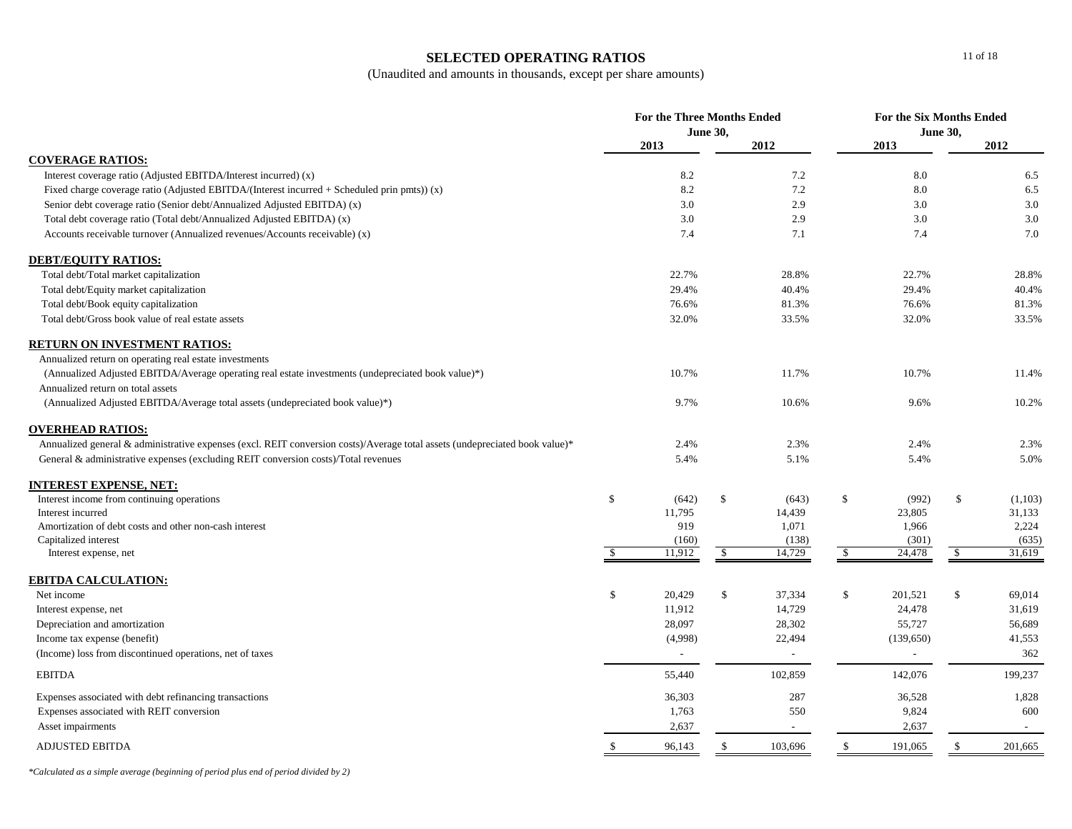# SELECTED OPERATING RATIOS

(Unaudited and amounts in thousands, except per share amounts)

| | For the Three Months Ended June 30, | | For the Six Months Ended June 30, | |
|---|---|---|---|---|
| | 2013 | 2012 | 2013 | 2012 |
| **COVERAGE RATIOS:** | | | | |
| Interest coverage ratio (Adjusted EBITDA/Interest incurred) (x) | 8.2 | 7.2 | 8.0 | 6.5 |
| Fixed charge coverage ratio (Adjusted EBITDA/(Interest incurred + Scheduled prin pmts)) (x) | 8.2 | 7.2 | 8.0 | 6.5 |
| Senior debt coverage ratio (Senior debt/Annualized Adjusted EBITDA) (x) | 3.0 | 2.9 | 3.0 | 3.0 |
| Total debt coverage ratio (Total debt/Annualized Adjusted EBITDA) (x) | 3.0 | 2.9 | 3.0 | 3.0 |
| Accounts receivable turnover (Annualized revenues/Accounts receivable) (x) | 7.4 | 7.1 | 7.4 | 7.0 |
| **DEBT/EQUITY RATIOS:** | | | | |
| Total debt/Total market capitalization | 22.7% | 28.8% | 22.7% | 28.8% |
| Total debt/Equity market capitalization | 29.4% | 40.4% | 29.4% | 40.4% |
| Total debt/Book equity capitalization | 76.6% | 81.3% | 76.6% | 81.3% |
| Total debt/Gross book value of real estate assets | 32.0% | 33.5% | 32.0% | 33.5% |
| **RETURN ON INVESTMENT RATIOS:** | | | | |
| Annualized return on operating real estate investments | | | | |
| (Annualized Adjusted EBITDA/Average operating real estate investments (undepreciated book value)*) | 10.7% | 11.7% | 10.7% | 11.4% |
| Annualized return on total assets | | | | |
| (Annualized Adjusted EBITDA/Average total assets (undepreciated book value)*) | 9.7% | 10.6% | 9.6% | 10.2% |
| **OVERHEAD RATIOS:** | | | | |
| Annualized general & administrative expenses (excl. REIT conversion costs)/Average total assets (undepreciated book value)* | 2.4% | 2.3% | 2.4% | 2.3% |
| General & administrative expenses (excluding REIT conversion costs)/Total revenues | 5.4% | 5.1% | 5.4% | 5.0% |
| **INTEREST EXPENSE, NET:** | | | | |
| Interest income from continuing operations | $ (642) | $ (643) | $ (992) | $ (1,103) |
| Interest incurred | 11,795 | 14,439 | 23,805 | 31,133 |
| Amortization of debt costs and other non-cash interest | 919 | 1,071 | 1,966 | 2,224 |
| Capitalized interest | (160) | (138) | (301) | (635) |
| Interest expense, net | $ 11,912 | $ 14,729 | $ 24,478 | $ 31,619 |
| **EBITDA CALCULATION:** | | | | |
| Net income | $ 20,429 | $ 37,334 | $ 201,521 | $ 69,014 |
| Interest expense, net | 11,912 | 14,729 | 24,478 | 31,619 |
| Depreciation and amortization | 28,097 | 28,302 | 55,727 | 56,689 |
| Income tax expense (benefit) | (4,998) | 22,494 | (139,650) | 41,553 |
| (Income) loss from discontinued operations, net of taxes | - | - | - | 362 |
| EBITDA | 55,440 | 102,859 | 142,076 | 199,237 |
| Expenses associated with debt refinancing transactions | 36,303 | 287 | 36,528 | 1,828 |
| Expenses associated with REIT conversion | 1,763 | 550 | 9,824 | 600 |
| Asset impairments | 2,637 | - | 2,637 | - |
| ADJUSTED EBITDA | $ 96,143 | $ 103,696 | $ 191,065 | $ 201,665 |

*Calculated as a simple average (beginning of period plus end of period divided by 2)*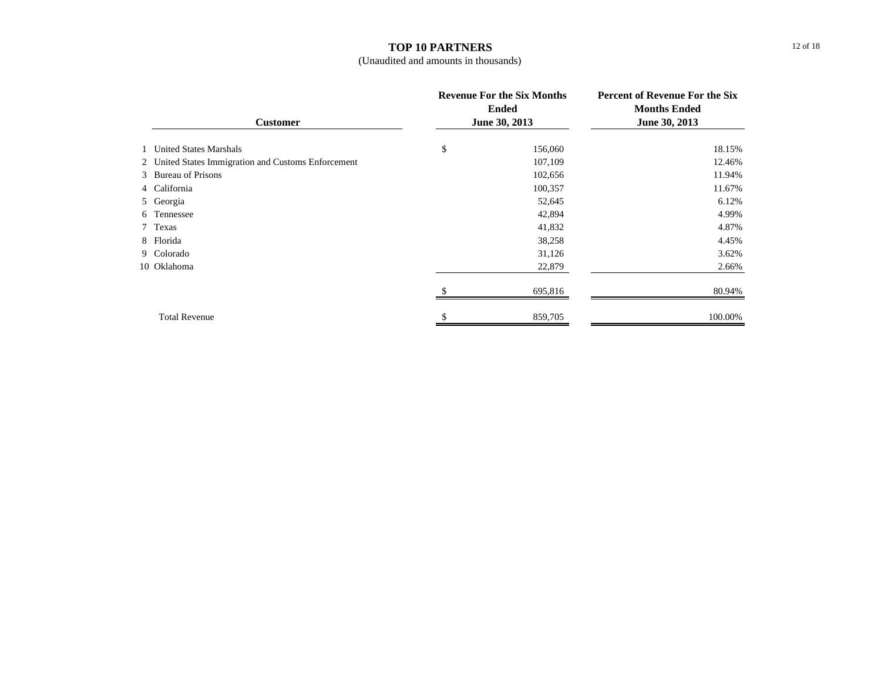## TOP 10 PARTNERS

(Unaudited and amounts in thousands)

| | Customer | Revenue For the Six Months Ended June 30, 2013 | Percent of Revenue For the Six Months Ended June 30, 2013 |
|---|---|---|---|
| 1 | United States Marshals | $ 156,060 | 18.15% |
| 2 | United States Immigration and Customs Enforcement | 107,109 | 12.46% |
| 3 | Bureau of Prisons | 102,656 | 11.94% |
| 4 | California | 100,357 | 11.67% |
| 5 | Georgia | 52,645 | 6.12% |
| 6 | Tennessee | 42,894 | 4.99% |
| 7 | Texas | 41,832 | 4.87% |
| 8 | Florida | 38,258 | 4.45% |
| 9 | Colorado | 31,126 | 3.62% |
| 10 | Oklahoma | 22,879 | 2.66% |
| | | $ 695,816 | 80.94% |
| | Total Revenue | $ 859,705 | 100.00% |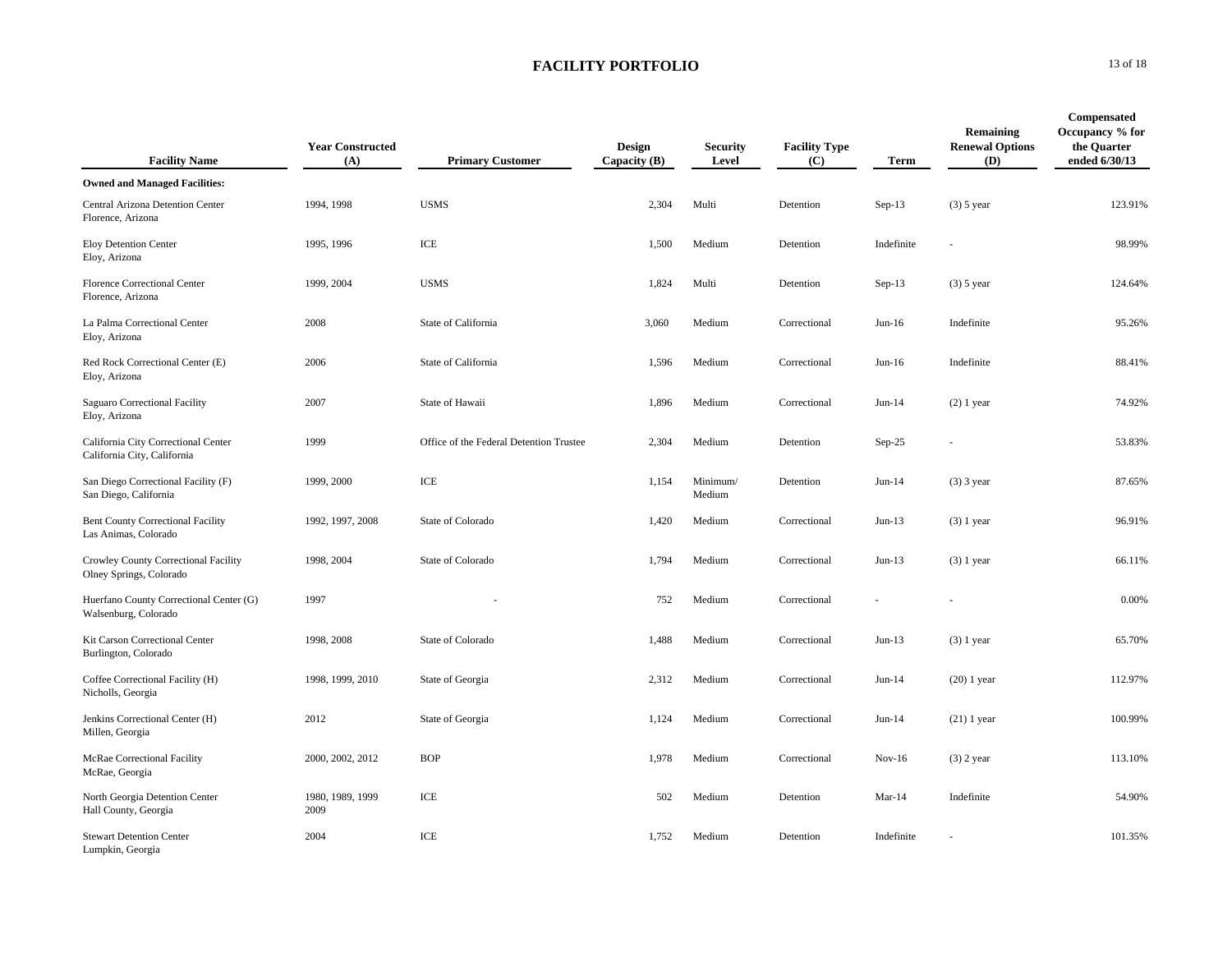# FACILITY PORTFOLIO

| Facility Name | Year Constructed (A) | Primary Customer | Design Capacity (B) | Security Level | Facility Type (C) | Term | Remaining Renewal Options (D) | Compensated Occupancy % for the Quarter ended 6/30/13 |
|---|---|---|---|---|---|---|---|---|
| **Owned and Managed Facilities:** | | | | | | | | |
| Central Arizona Detention Center<br>Florence, Arizona | 1994, 1998 | USMS | 2,304 | Multi | Detention | Sep-13 | (3) 5 year | 123.91% |
| Eloy Detention Center<br>Eloy, Arizona | 1995, 1996 | ICE | 1,500 | Medium | Detention | Indefinite | - | 98.99% |
| Florence Correctional Center<br>Florence, Arizona | 1999, 2004 | USMS | 1,824 | Multi | Detention | Sep-13 | (3) 5 year | 124.64% |
| La Palma Correctional Center<br>Eloy, Arizona | 2008 | State of California | 3,060 | Medium | Correctional | Jun-16 | Indefinite | 95.26% |
| Red Rock Correctional Center (E)<br>Eloy, Arizona | 2006 | State of California | 1,596 | Medium | Correctional | Jun-16 | Indefinite | 88.41% |
| Saguaro Correctional Facility<br>Eloy, Arizona | 2007 | State of Hawaii | 1,896 | Medium | Correctional | Jun-14 | (2) 1 year | 74.92% |
| California City Correctional Center<br>California City, California | 1999 | Office of the Federal Detention Trustee | 2,304 | Medium | Detention | Sep-25 | - | 53.83% |
| San Diego Correctional Facility (F)<br>San Diego, California | 1999, 2000 | ICE | 1,154 | Minimum/ Medium | Detention | Jun-14 | (3) 3 year | 87.65% |
| Bent County Correctional Facility<br>Las Animas, Colorado | 1992, 1997, 2008 | State of Colorado | 1,420 | Medium | Correctional | Jun-13 | (3) 1 year | 96.91% |
| Crowley County Correctional Facility<br>Olney Springs, Colorado | 1998, 2004 | State of Colorado | 1,794 | Medium | Correctional | Jun-13 | (3) 1 year | 66.11% |
| Huerfano County Correctional Center (G)<br>Walsenburg, Colorado | 1997 | - | 752 | Medium | Correctional | - | - | 0.00% |
| Kit Carson Correctional Center<br>Burlington, Colorado | 1998, 2008 | State of Colorado | 1,488 | Medium | Correctional | Jun-13 | (3) 1 year | 65.70% |
| Coffee Correctional Facility (H)<br>Nicholls, Georgia | 1998, 1999, 2010 | State of Georgia | 2,312 | Medium | Correctional | Jun-14 | (20) 1 year | 112.97% |
| Jenkins Correctional Center (H)<br>Millen, Georgia | 2012 | State of Georgia | 1,124 | Medium | Correctional | Jun-14 | (21) 1 year | 100.99% |
| McRae Correctional Facility<br>McRae, Georgia | 2000, 2002, 2012 | BOP | 1,978 | Medium | Correctional | Nov-16 | (3) 2 year | 113.10% |
| North Georgia Detention Center<br>Hall County, Georgia | 1980, 1989, 1999 2009 | ICE | 502 | Medium | Detention | Mar-14 | Indefinite | 54.90% |
| Stewart Detention Center<br>Lumpkin, Georgia | 2004 | ICE | 1,752 | Medium | Detention | Indefinite | - | 101.35% |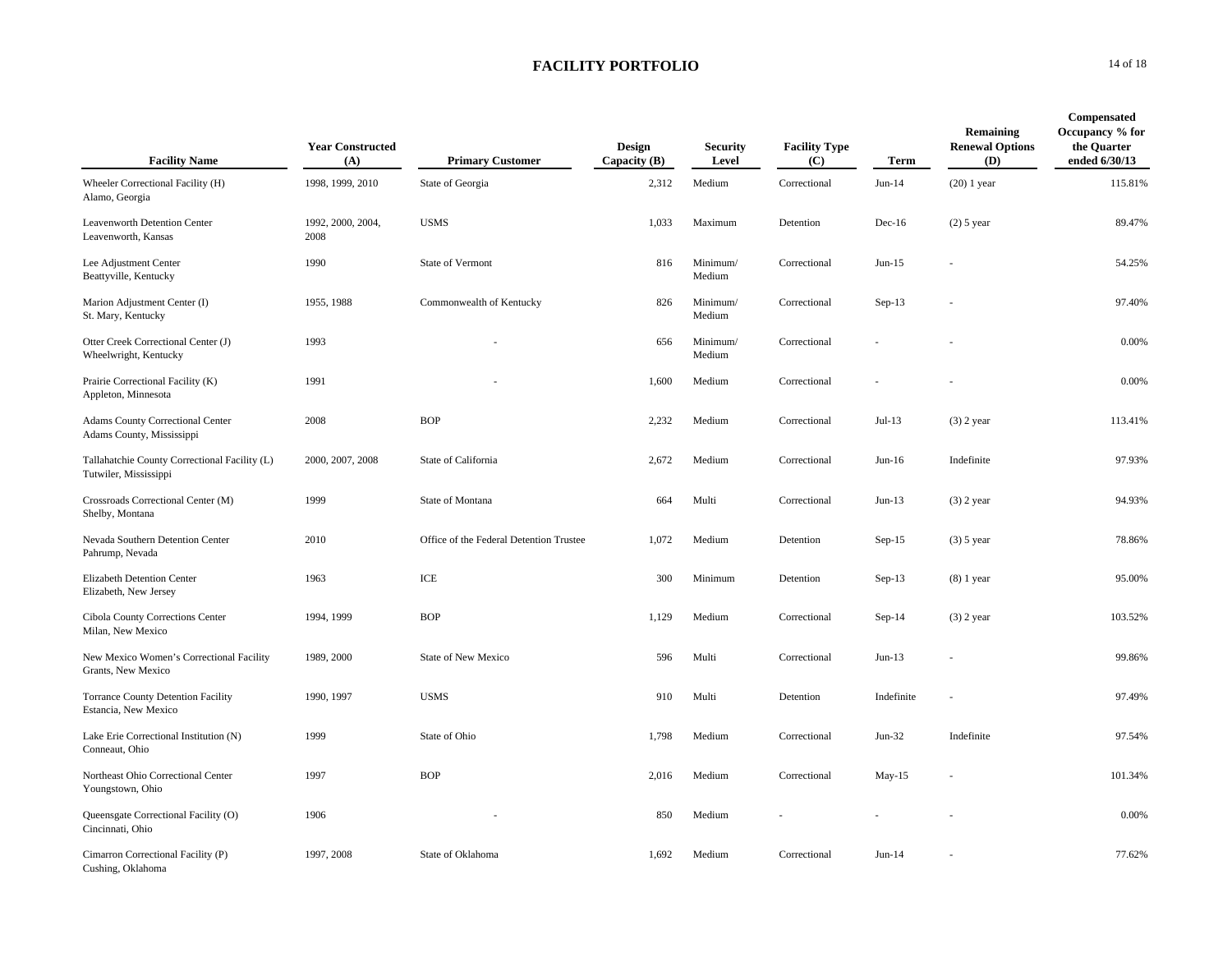# FACILITY PORTFOLIO

| Facility Name | Year Constructed (A) | Primary Customer | Design Capacity (B) | Security Level | Facility Type (C) | Term | Remaining Renewal Options (D) | Compensated Occupancy % for the Quarter ended 6/30/13 |
|---|---|---|---|---|---|---|---|---|
| Wheeler Correctional Facility (H) Alamo, Georgia | 1998, 1999, 2010 | State of Georgia | 2,312 | Medium | Correctional | Jun-14 | (20) 1 year | 115.81% |
| Leavenworth Detention Center Leavenworth, Kansas | 1992, 2000, 2004, 2008 | USMS | 1,033 | Maximum | Detention | Dec-16 | (2) 5 year | 89.47% |
| Lee Adjustment Center Beattyville, Kentucky | 1990 | State of Vermont | 816 | Minimum/ Medium | Correctional | Jun-15 | - | 54.25% |
| Marion Adjustment Center (I) St. Mary, Kentucky | 1955, 1988 | Commonwealth of Kentucky | 826 | Minimum/ Medium | Correctional | Sep-13 | - | 97.40% |
| Otter Creek Correctional Center (J) Wheelwright, Kentucky | 1993 | - | 656 | Minimum/ Medium | Correctional | - | - | 0.00% |
| Prairie Correctional Facility (K) Appleton, Minnesota | 1991 | - | 1,600 | Medium | Correctional | - | - | 0.00% |
| Adams County Correctional Center Adams County, Mississippi | 2008 | BOP | 2,232 | Medium | Correctional | Jul-13 | (3) 2 year | 113.41% |
| Tallahatchie County Correctional Facility (L) Tutwiler, Mississippi | 2000, 2007, 2008 | State of California | 2,672 | Medium | Correctional | Jun-16 | Indefinite | 97.93% |
| Crossroads Correctional Center (M) Shelby, Montana | 1999 | State of Montana | 664 | Multi | Correctional | Jun-13 | (3) 2 year | 94.93% |
| Nevada Southern Detention Center Pahrump, Nevada | 2010 | Office of the Federal Detention Trustee | 1,072 | Medium | Detention | Sep-15 | (3) 5 year | 78.86% |
| Elizabeth Detention Center Elizabeth, New Jersey | 1963 | ICE | 300 | Minimum | Detention | Sep-13 | (8) 1 year | 95.00% |
| Cibola County Corrections Center Milan, New Mexico | 1994, 1999 | BOP | 1,129 | Medium | Correctional | Sep-14 | (3) 2 year | 103.52% |
| New Mexico Women's Correctional Facility Grants, New Mexico | 1989, 2000 | State of New Mexico | 596 | Multi | Correctional | Jun-13 | - | 99.86% |
| Torrance County Detention Facility Estancia, New Mexico | 1990, 1997 | USMS | 910 | Multi | Detention | Indefinite | - | 97.49% |
| Lake Erie Correctional Institution (N) Conneaut, Ohio | 1999 | State of Ohio | 1,798 | Medium | Correctional | Jun-32 | Indefinite | 97.54% |
| Northeast Ohio Correctional Center Youngstown, Ohio | 1997 | BOP | 2,016 | Medium | Correctional | May-15 | - | 101.34% |
| Queensgate Correctional Facility (O) Cincinnati, Ohio | 1906 | - | 850 | Medium | - | - | - | 0.00% |
| Cimarron Correctional Facility (P) Cushing, Oklahoma | 1997, 2008 | State of Oklahoma | 1,692 | Medium | Correctional | Jun-14 | - | 77.62% |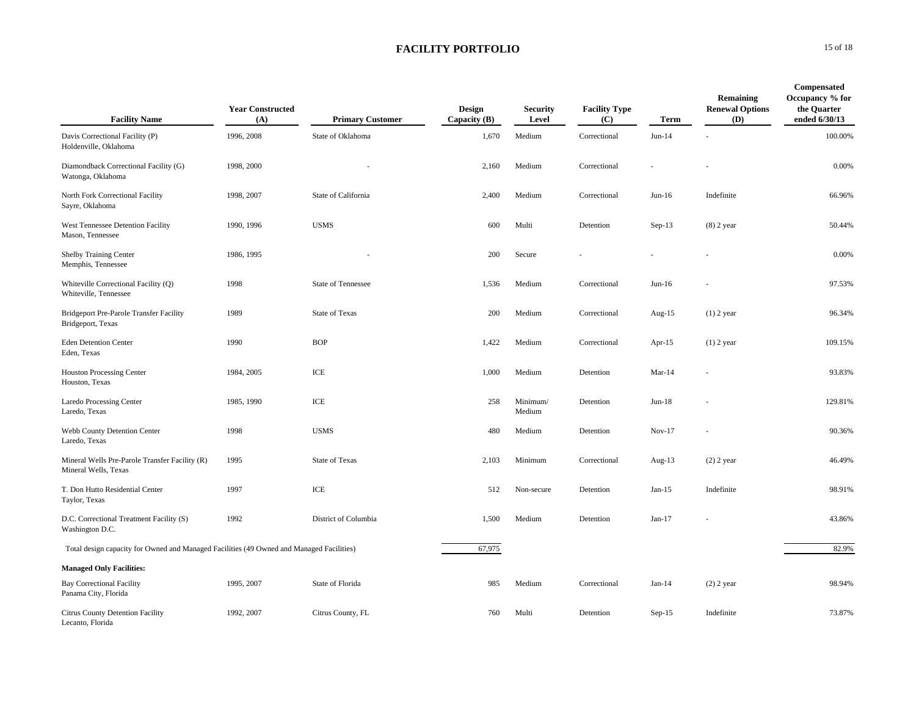# FACILITY PORTFOLIO

| Facility Name | Year Constructed (A) | Primary Customer | Design Capacity (B) | Security Level | Facility Type (C) | Term | Remaining Renewal Options (D) | Compensated Occupancy % for the Quarter ended 6/30/13 |
|---|---|---|---|---|---|---|---|---|
| Davis Correctional Facility (P) Holdenville, Oklahoma | 1996, 2008 | State of Oklahoma | 1,670 | Medium | Correctional | Jun-14 | - | 100.00% |
| Diamondback Correctional Facility (G) Watonga, Oklahoma | 1998, 2000 | - | 2,160 | Medium | Correctional | - | - | 0.00% |
| North Fork Correctional Facility Sayre, Oklahoma | 1998, 2007 | State of California | 2,400 | Medium | Correctional | Jun-16 | Indefinite | 66.96% |
| West Tennessee Detention Facility Mason, Tennessee | 1990, 1996 | USMS | 600 | Multi | Detention | Sep-13 | (8) 2 year | 50.44% |
| Shelby Training Center Memphis, Tennessee | 1986, 1995 | - | 200 | Secure | - | - | - | 0.00% |
| Whiteville Correctional Facility (Q) Whiteville, Tennessee | 1998 | State of Tennessee | 1,536 | Medium | Correctional | Jun-16 | - | 97.53% |
| Bridgeport Pre-Parole Transfer Facility Bridgeport, Texas | 1989 | State of Texas | 200 | Medium | Correctional | Aug-15 | (1) 2 year | 96.34% |
| Eden Detention Center Eden, Texas | 1990 | BOP | 1,422 | Medium | Correctional | Apr-15 | (1) 2 year | 109.15% |
| Houston Processing Center Houston, Texas | 1984, 2005 | ICE | 1,000 | Medium | Detention | Mar-14 | - | 93.83% |
| Laredo Processing Center Laredo, Texas | 1985, 1990 | ICE | 258 | Minimum/ Medium | Detention | Jun-18 | - | 129.81% |
| Webb County Detention Center Laredo, Texas | 1998 | USMS | 480 | Medium | Detention | Nov-17 | - | 90.36% |
| Mineral Wells Pre-Parole Transfer Facility (R) Mineral Wells, Texas | 1995 | State of Texas | 2,103 | Minimum | Correctional | Aug-13 | (2) 2 year | 46.49% |
| T. Don Hutto Residential Center Taylor, Texas | 1997 | ICE | 512 | Non-secure | Detention | Jan-15 | Indefinite | 98.91% |
| D.C. Correctional Treatment Facility (S) Washington D.C. | 1992 | District of Columbia | 1,500 | Medium | Detention | Jan-17 | - | 43.86% |
| Total design capacity for Owned and Managed Facilities (49 Owned and Managed Facilities) | | | 67,975 | | | | | 82.9% |
| **Managed Only Facilities:** | | | | | | | | |
| Bay Correctional Facility Panama City, Florida | 1995, 2007 | State of Florida | 985 | Medium | Correctional | Jan-14 | (2) 2 year | 98.94% |
| Citrus County Detention Facility Lecanto, Florida | 1992, 2007 | Citrus County, FL | 760 | Multi | Detention | Sep-15 | Indefinite | 73.87% |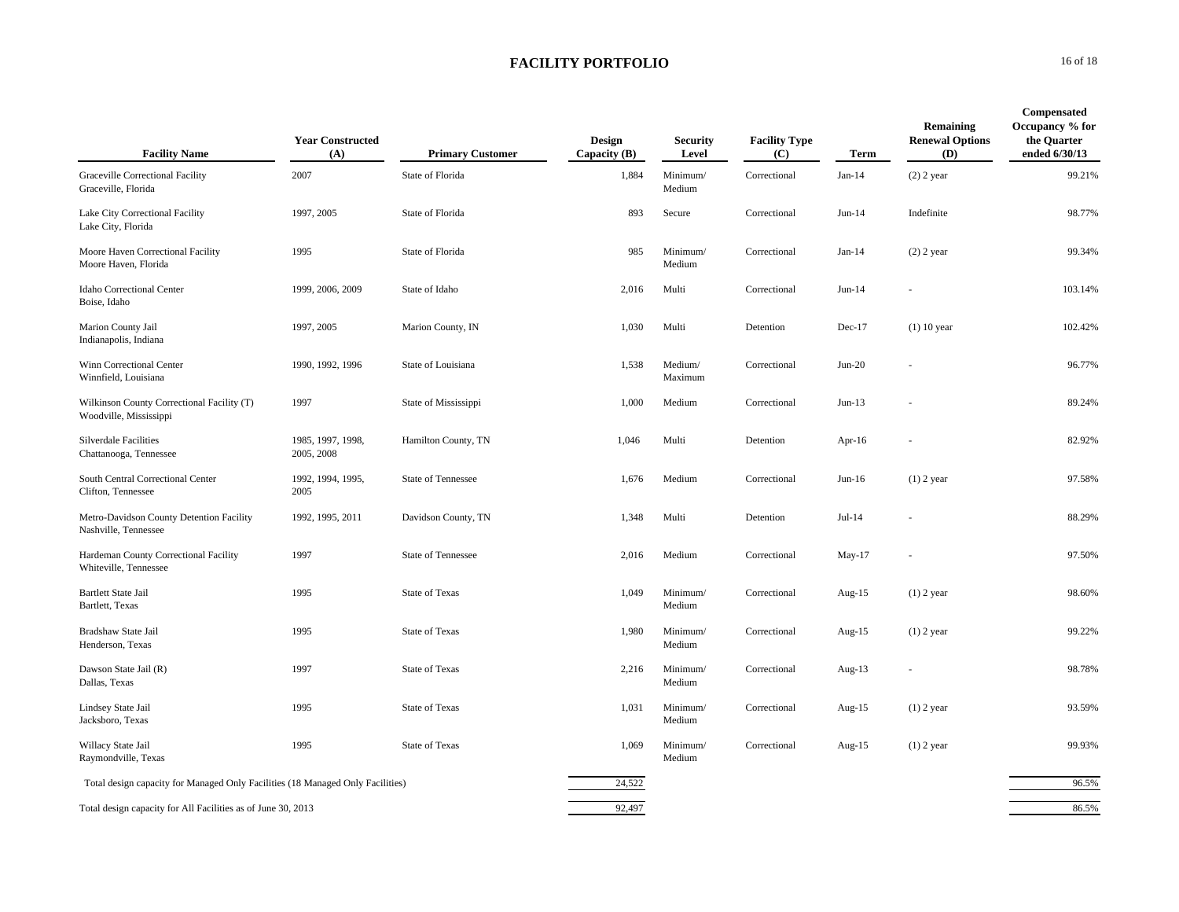# FACILITY PORTFOLIO

| Facility Name | Year Constructed (A) | Primary Customer | Design Capacity (B) | Security Level | Facility Type (C) | Term | Remaining Renewal Options (D) | Compensated Occupancy % for the Quarter ended 6/30/13 |
|---|---|---|---|---|---|---|---|---|
| Graceville Correctional Facility<br>Graceville, Florida | 2007 | State of Florida | 1,884 | Minimum/ Medium | Correctional | Jan-14 | (2) 2 year | 99.21% |
| Lake City Correctional Facility<br>Lake City, Florida | 1997, 2005 | State of Florida | 893 | Secure | Correctional | Jun-14 | Indefinite | 98.77% |
| Moore Haven Correctional Facility<br>Moore Haven, Florida | 1995 | State of Florida | 985 | Minimum/ Medium | Correctional | Jan-14 | (2) 2 year | 99.34% |
| Idaho Correctional Center<br>Boise, Idaho | 1999, 2006, 2009 | State of Idaho | 2,016 | Multi | Correctional | Jun-14 | - | 103.14% |
| Marion County Jail<br>Indianapolis, Indiana | 1997, 2005 | Marion County, IN | 1,030 | Multi | Detention | Dec-17 | (1) 10 year | 102.42% |
| Winn Correctional Center<br>Winnfield, Louisiana | 1990, 1992, 1996 | State of Louisiana | 1,538 | Medium/ Maximum | Correctional | Jun-20 | - | 96.77% |
| Wilkinson County Correctional Facility (T)<br>Woodville, Mississippi | 1997 | State of Mississippi | 1,000 | Medium | Correctional | Jun-13 | - | 89.24% |
| Silverdale Facilities<br>Chattanooga, Tennessee | 1985, 1997, 1998, 2005, 2008 | Hamilton County, TN | 1,046 | Multi | Detention | Apr-16 | - | 82.92% |
| South Central Correctional Center<br>Clifton, Tennessee | 1992, 1994, 1995, 2005 | State of Tennessee | 1,676 | Medium | Correctional | Jun-16 | (1) 2 year | 97.58% |
| Metro-Davidson County Detention Facility<br>Nashville, Tennessee | 1992, 1995, 2011 | Davidson County, TN | 1,348 | Multi | Detention | Jul-14 | - | 88.29% |
| Hardeman County Correctional Facility<br>Whiteville, Tennessee | 1997 | State of Tennessee | 2,016 | Medium | Correctional | May-17 | - | 97.50% |
| Bartlett State Jail<br>Bartlett, Texas | 1995 | State of Texas | 1,049 | Minimum/ Medium | Correctional | Aug-15 | (1) 2 year | 98.60% |
| Bradshaw State Jail<br>Henderson, Texas | 1995 | State of Texas | 1,980 | Minimum/ Medium | Correctional | Aug-15 | (1) 2 year | 99.22% |
| Dawson State Jail (R)<br>Dallas, Texas | 1997 | State of Texas | 2,216 | Minimum/ Medium | Correctional | Aug-13 | - | 98.78% |
| Lindsey State Jail<br>Jacksboro, Texas | 1995 | State of Texas | 1,031 | Minimum/ Medium | Correctional | Aug-15 | (1) 2 year | 93.59% |
| Willacy State Jail<br>Raymondville, Texas | 1995 | State of Texas | 1,069 | Minimum/ Medium | Correctional | Aug-15 | (1) 2 year | 99.93% |
| Total design capacity for Managed Only Facilities (18 Managed Only Facilities) | | | 24,522 | | | | | 96.5% |
| Total design capacity for All Facilities as of June 30, 2013 | | | 92,497 | | | | | 86.5% |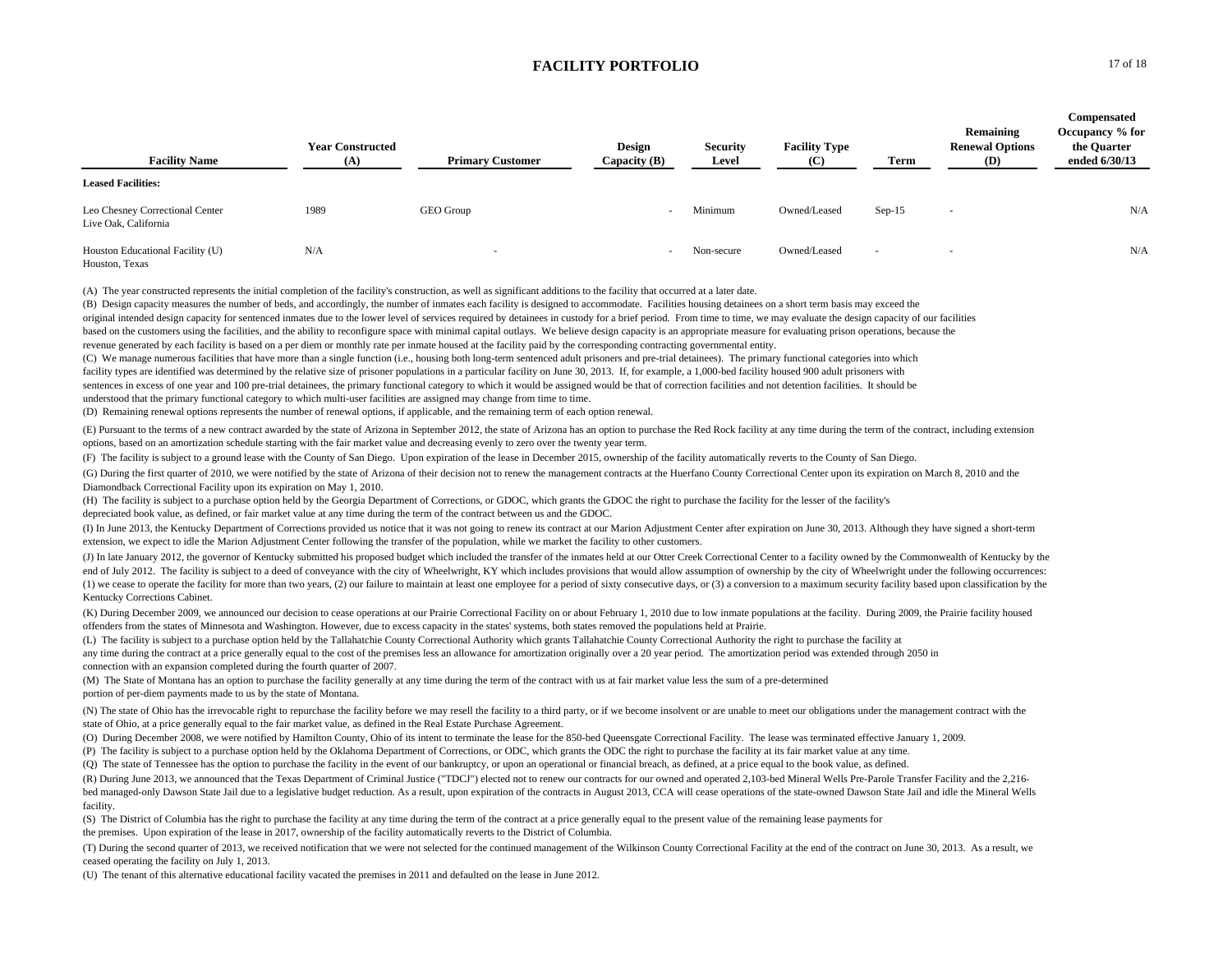## FACILITY PORTFOLIO

| Facility Name | Year Constructed (A) | Primary Customer | Design Capacity (B) | Security Level | Facility Type (C) | Term | Remaining Renewal Options (D) | Compensated Occupancy % for the Quarter ended 6/30/13 |
|---|---|---|---|---|---|---|---|---|
| **Leased Facilities:** | | | | | | | | |
| Leo Chesney Correctional Center<br>Live Oak, California | 1989 | GEO Group | - | Minimum | Owned/Leased | Sep-15 | - | N/A |
| Houston Educational Facility (U)<br>Houston, Texas | N/A | - | - | Non-secure | Owned/Leased | - | - | N/A |

(A) The year constructed represents the initial completion of the facility's construction, as well as significant additions to the facility that occurred at a later date.

(B) Design capacity measures the number of beds, and accordingly, the number of inmates each facility is designed to accommodate. Facilities housing detainees on a short term basis may exceed the original intended design capacity for sentenced inmates due to the lower level of services required by detainees in custody for a brief period. From time to time, we may evaluate the design capacity of our facilities based on the customers using the facilities, and the ability to reconfigure space with minimal capital outlays. We believe design capacity is an appropriate measure for evaluating prison operations, because the revenue generated by each facility is based on a per diem or monthly rate per inmate housed at the facility paid by the corresponding contracting governmental entity.

(C) We manage numerous facilities that have more than a single function (i.e., housing both long-term sentenced adult prisoners and pre-trial detainees). The primary functional categories into which facility types are identified was determined by the relative size of prisoner populations in a particular facility on June 30, 2013. If, for example, a 1,000-bed facility housed 900 adult prisoners with sentences in excess of one year and 100 pre-trial detainees, the primary functional category to which it would be assigned would be that of correction facilities and not detention facilities. It should be understood that the primary functional category to which multi-user facilities are assigned may change from time to time.

(D) Remaining renewal options represents the number of renewal options, if applicable, and the remaining term of each option renewal.

(E) Pursuant to the terms of a new contract awarded by the state of Arizona in September 2012, the state of Arizona has an option to purchase the Red Rock facility at any time during the term of the contract, including extension options, based on an amortization schedule starting with the fair market value and decreasing evenly to zero over the twenty year term.

(F) The facility is subject to a ground lease with the County of San Diego. Upon expiration of the lease in December 2015, ownership of the facility automatically reverts to the County of San Diego.

(G) During the first quarter of 2010, we were notified by the state of Arizona of their decision not to renew the management contracts at the Huerfano County Correctional Center upon its expiration on March 8, 2010 and the Diamondback Correctional Facility upon its expiration on May 1, 2010.

(H) The facility is subject to a purchase option held by the Georgia Department of Corrections, or GDOC, which grants the GDOC the right to purchase the facility for the lesser of the facility's depreciated book value, as defined, or fair market value at any time during the term of the contract between us and the GDOC.

(I) In June 2013, the Kentucky Department of Corrections provided us notice that it was not going to renew its contract at our Marion Adjustment Center after expiration on June 30, 2013. Although they have signed a short-term extension, we expect to idle the Marion Adjustment Center following the transfer of the population, while we market the facility to other customers.

(J) In late January 2012, the governor of Kentucky submitted his proposed budget which included the transfer of the inmates held at our Otter Creek Correctional Center to a facility owned by the Commonwealth of Kentucky by the end of July 2012. The facility is subject to a deed of conveyance with the city of Wheelwright, KY which includes provisions that would allow assumption of ownership by the city of Wheelwright under the following occurrences: (1) we cease to operate the facility for more than two years, (2) our failure to maintain at least one employee for a period of sixty consecutive days, or (3) a conversion to a maximum security facility based upon classification by the Kentucky Corrections Cabinet.

(K) During December 2009, we announced our decision to cease operations at our Prairie Correctional Facility on or about February 1, 2010 due to low inmate populations at the facility. During 2009, the Prairie facility housed offenders from the states of Minnesota and Washington. However, due to excess capacity in the states' systems, both states removed the populations held at Prairie.

(L) The facility is subject to a purchase option held by the Tallahatchie County Correctional Authority which grants Tallahatchie County Correctional Authority the right to purchase the facility at any time during the contract at a price generally equal to the cost of the premises less an allowance for amortization originally over a 20 year period. The amortization period was extended through 2050 in connection with an expansion completed during the fourth quarter of 2007.

(M) The State of Montana has an option to purchase the facility generally at any time during the term of the contract with us at fair market value less the sum of a pre-determined portion of per-diem payments made to us by the state of Montana.

(N) The state of Ohio has the irrevocable right to repurchase the facility before we may resell the facility to a third party, or if we become insolvent or are unable to meet our obligations under the management contract with the state of Ohio, at a price generally equal to the fair market value, as defined in the Real Estate Purchase Agreement.

(O) During December 2008, we were notified by Hamilton County, Ohio of its intent to terminate the lease for the 850-bed Queensgate Correctional Facility. The lease was terminated effective January 1, 2009.

(P) The facility is subject to a purchase option held by the Oklahoma Department of Corrections, or ODC, which grants the ODC the right to purchase the facility at its fair market value at any time.

(Q) The state of Tennessee has the option to purchase the facility in the event of our bankruptcy, or upon an operational or financial breach, as defined, at a price equal to the book value, as defined.

(R) During June 2013, we announced that the Texas Department of Criminal Justice ("TDCJ") elected not to renew our contracts for our owned and operated 2,103-bed Mineral Wells Pre-Parole Transfer Facility and the 2,216-bed managed-only Dawson State Jail due to a legislative budget reduction. As a result, upon expiration of the contracts in August 2013, CCA will cease operations of the state-owned Dawson State Jail and idle the Mineral Wells facility.

(S) The District of Columbia has the right to purchase the facility at any time during the term of the contract at a price generally equal to the present value of the remaining lease payments for the premises. Upon expiration of the lease in 2017, ownership of the facility automatically reverts to the District of Columbia.

(T) During the second quarter of 2013, we received notification that we were not selected for the continued management of the Wilkinson County Correctional Facility at the end of the contract on June 30, 2013. As a result, we ceased operating the facility on July 1, 2013.

(U) The tenant of this alternative educational facility vacated the premises in 2011 and defaulted on the lease in June 2012.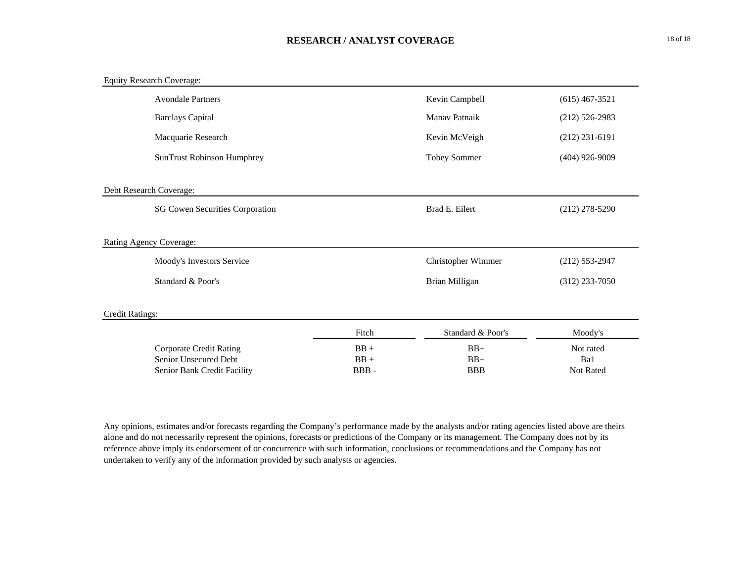# RESEARCH / ANALYST COVERAGE

Equity Research Coverage:

| | | |
|---|---|---|
| Avondale Partners | Kevin Campbell | (615) 467-3521 |
| Barclays Capital | Manav Patnaik | (212) 526-2983 |
| Macquarie Research | Kevin McVeigh | (212) 231-6191 |
| SunTrust Robinson Humphrey | Tobey Sommer | (404) 926-9009 |

Debt Research Coverage:

| | | |
|---|---|---|
| SG Cowen Securities Corporation | Brad E. Eilert | (212) 278-5290 |

Rating Agency Coverage:

| | | |
|---|---|---|
| Moody's Investors Service | Christopher Wimmer | (212) 553-2947 |
| Standard & Poor's | Brian Milligan | (312) 233-7050 |

Credit Ratings:

| | Fitch | Standard & Poor's | Moody's |
|---|---|---|---|
| Corporate Credit Rating | BB + | BB+ | Not rated |
| Senior Unsecured Debt | BB + | BB+ | Ba1 |
| Senior Bank Credit Facility | BBB - | BBB | Not Rated |

Any opinions, estimates and/or forecasts regarding the Company's performance made by the analysts and/or rating agencies listed above are theirs alone and do not necessarily represent the opinions, forecasts or predictions of the Company or its management. The Company does not by its reference above imply its endorsement of or concurrence with such information, conclusions or recommendations and the Company has not undertaken to verify any of the information provided by such analysts or agencies.